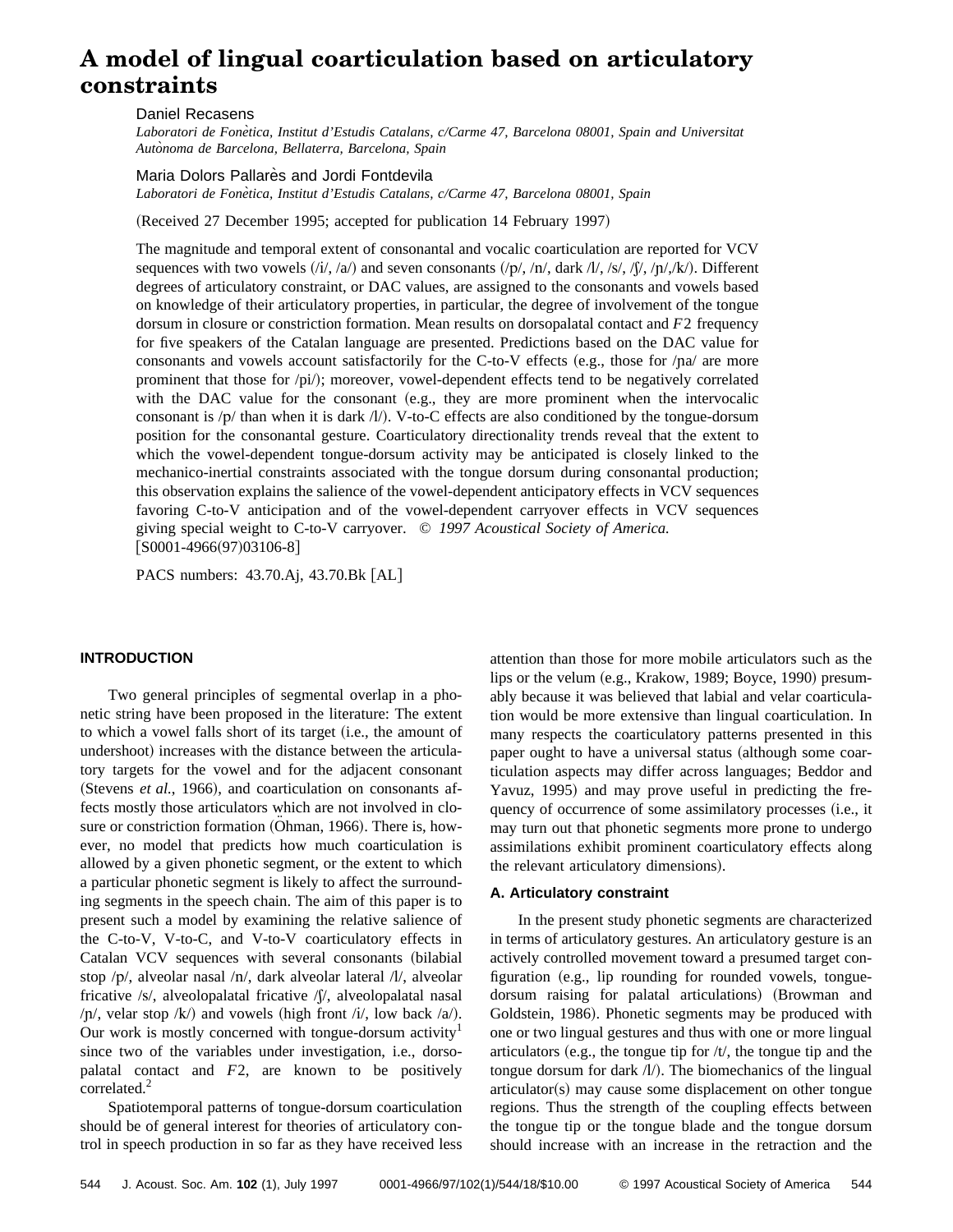# A model of lingual coarticulation based on articulatory constraints

Daniel Recasens

*Laboratori de Fonètica, Institut d'Estudis Catalans, c/Carme 47, Barcelona 08001, Spain and Universitat Autònoma de Barcelona, Bellaterra, Barcelona, Spain*

Maria Dolors Pallarès and Jordi Fontdevila

*Laboratori de Fonètica, Institut d'Estudis Catalans, c/Carme 47, Barcelona 08001, Spain*

(Received 27 December 1995; accepted for publication 14 February 1997)

The magnitude and temporal extent of consonantal and vocalic coarticulation are reported for VCV sequences with two vowels (/i/, /a/) and seven consonants (/p/, /n/, dark /l/, /s/, /ʃ/, /ɲ/,/k/). Different degrees of articulatory constraint, or DAC values, are assigned to the consonants and vowels based on knowledge of their articulatory properties, in particular, the degree of involvement of the tongue dorsum in closure or constriction formation. Mean results on dorsopalatal contact and $F2$ frequency for five speakers of the Catalan language are presented. Predictions based on the DAC value for consonants and vowels account satisfactorily for the C-to-V effects (e.g., those for /ɲa/ are more prominent that those for /pi/); moreover, vowel-dependent effects tend to be negatively correlated with the DAC value for the consonant (e.g., they are more prominent when the intervocalic consonant is /p/ than when it is dark /l/). V-to-C effects are also conditioned by the tongue-dorsum position for the consonantal gesture. Coarticulatory directionality trends reveal that the extent to which the vowel-dependent tongue-dorsum activity may be anticipated is closely linked to the mechanico-inertial constraints associated with the tongue dorsum during consonantal production; this observation explains the salience of the vowel-dependent anticipatory effects in VCV sequences favoring C-to-V anticipation and of the vowel-dependent carryover effects in VCV sequences giving special weight to C-to-V carryover. © *1997 Acoustical Society of America.* [S0001-4966(97)03106-8]

PACS numbers: 43.70.Aj, 43.70.Bk [AL]

## INTRODUCTION

Two general principles of segmental overlap in a phonetic string have been proposed in the literature: The extent to which a vowel falls short of its target (i.e., the amount of undershoot) increases with the distance between the articulatory targets for the vowel and for the adjacent consonant (Stevens *et al.*, 1966), and coarticulation on consonants affects mostly those articulators which are not involved in closure or constriction formation (Öhman, 1966). There is, however, no model that predicts how much coarticulation is allowed by a given phonetic segment, or the extent to which a particular phonetic segment is likely to affect the surrounding segments in the speech chain. The aim of this paper is to present such a model by examining the relative salience of the C-to-V, V-to-C, and V-to-V coarticulatory effects in Catalan VCV sequences with several consonants (bilabial stop /p/, alveolar nasal /n/, dark alveolar lateral /l/, alveolar fricative /s/, alveolopalatal fricative /ʃ/, alveolopalatal nasal /ɲ/, velar stop /k/) and vowels (high front /i/, low back /a/). Our work is mostly concerned with tongue-dorsum activity[1] since two of the variables under investigation, i.e., dorsopalatal contact and $F2$, are known to be positively correlated.[2]

Spatiotemporal patterns of tongue-dorsum coarticulation should be of general interest for theories of articulatory control in speech production in so far as they have received less attention than those for more mobile articulators such as the lips or the velum (e.g., Krakow, 1989; Boyce, 1990) presumably because it was believed that labial and velar coarticulation would be more extensive than lingual coarticulation. In many respects the coarticulatory patterns presented in this paper ought to have a universal status (although some coarticulation aspects may differ across languages; Beddor and Yavuz, 1995) and may prove useful in predicting the frequency of occurrence of some assimilatory processes (i.e., it may turn out that phonetic segments more prone to undergo assimilations exhibit prominent coarticulatory effects along the relevant articulatory dimensions).

### A. Articulatory constraint

In the present study phonetic segments are characterized in terms of articulatory gestures. An articulatory gesture is an actively controlled movement toward a presumed target configuration (e.g., lip rounding for rounded vowels, tongue-dorsum raising for palatal articulations) (Browman and Goldstein, 1986). Phonetic segments may be produced with one or two lingual gestures and thus with one or more lingual articulators (e.g., the tongue tip for /t/, the tongue tip and the tongue dorsum for dark /l/). The biomechanics of the lingual articulator(s) may cause some displacement on other tongue regions. Thus the strength of the coupling effects between the tongue tip or the tongue blade and the tongue dorsum should increase with an increase in the retraction and the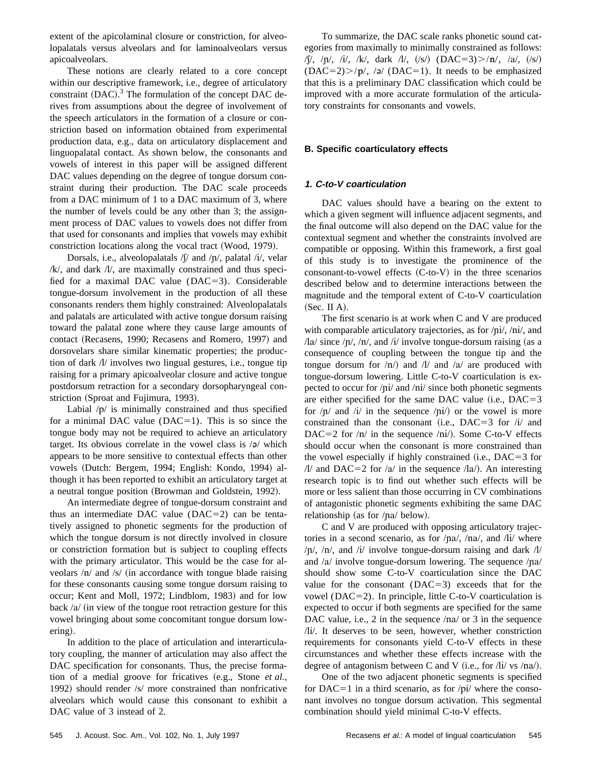extent of the apicolaminal closure or constriction, for alveolopalatals versus alveolars and for laminoalveolars versus apicoalveolars.

These notions are clearly related to a core concept within our descriptive framework, i.e., degree of articulatory constraint (DAC).[3] The formulation of the concept DAC derives from assumptions about the degree of involvement of the speech articulators in the formation of a closure or constriction based on information obtained from experimental production data, e.g., data on articulatory displacement and linguopalatal contact. As shown below, the consonants and vowels of interest in this paper will be assigned different DAC values depending on the degree of tongue dorsum constraint during their production. The DAC scale proceeds from a DAC minimum of 1 to a DAC maximum of 3, where the number of levels could be any other than 3; the assignment process of DAC values to vowels does not differ from that used for consonants and implies that vowels may exhibit constriction locations along the vocal tract (Wood, 1979).

Dorsals, i.e., alveolopalatals /ʃ/ and /ɲ/, palatal /i/, velar /k/, and dark /l/, are maximally constrained and thus specified for a maximal DAC value (DAC=3). Considerable tongue-dorsum involvement in the production of all these consonants renders them highly constrained: Alveolopalatals and palatals are articulated with active tongue dorsum raising toward the palatal zone where they cause large amounts of contact (Recasens, 1990; Recasens and Romero, 1997) and dorsovelars share similar kinematic properties; the production of dark /l/ involves two lingual gestures, i.e., tongue tip raising for a primary apicoalveolar closure and active tongue postdorsum retraction for a secondary dorsopharyngeal constriction (Sproat and Fujimura, 1993).

Labial /p/ is minimally constrained and thus specified for a minimal DAC value (DAC=1). This is so since the tongue body may not be required to achieve an articulatory target. Its obvious correlate in the vowel class is /ə/ which appears to be more sensitive to contextual effects than other vowels (Dutch: Bergem, 1994; English: Kondo, 1994) although it has been reported to exhibit an articulatory target at a neutral tongue position (Browman and Goldstein, 1992).

An intermediate degree of tongue-dorsum constraint and thus an intermediate DAC value (DAC=2) can be tentatively assigned to phonetic segments for the production of which the tongue dorsum is not directly involved in closure or constriction formation but is subject to coupling effects with the primary articulator. This would be the case for alveolars /n/ and /s/ (in accordance with tongue blade raising for these consonants causing some tongue dorsum raising to occur; Kent and Moll, 1972; Lindblom, 1983) and for low back /a/ (in view of the tongue root retraction gesture for this vowel bringing about some concomitant tongue dorsum lowering).

In addition to the place of articulation and interarticulatory coupling, the manner of articulation may also affect the DAC specification for consonants. Thus, the precise formation of a medial groove for fricatives (e.g., Stone *et al.*, 1992) should render /s/ more constrained than nonfricative alveolars which would cause this consonant to exhibit a DAC value of 3 instead of 2.

To summarize, the DAC scale ranks phonetic sound categories from maximally to minimally constrained as follows: /ʃ/, /ɲ/, /i/, /k/, dark /l/, (/s/) (DAC=3)>/n/, /a/, (/s/) (DAC=2)>/p/, /ə/ (DAC=1). It needs to be emphasized that this is a preliminary DAC classification which could be improved with a more accurate formulation of the articulatory constraints for consonants and vowels.

### B. Specific coarticulatory effects

#### *1. C-to-V coarticulation*

DAC values should have a bearing on the extent to which a given segment will influence adjacent segments, and the final outcome will also depend on the DAC value for the contextual segment and whether the constraints involved are compatible or opposing. Within this framework, a first goal of this study is to investigate the prominence of the consonant-to-vowel effects (C-to-V) in the three scenarios described below and to determine interactions between the magnitude and the temporal extent of C-to-V coarticulation (Sec. II A).

The first scenario is at work when C and V are produced with comparable articulatory trajectories, as for /ɲi/, /ni/, and /la/ since /ɲ/, /n/, and /i/ involve tongue-dorsum raising (as a consequence of coupling between the tongue tip and the tongue dorsum for /n/) and /l/ and /a/ are produced with tongue-dorsum lowering. Little C-to-V coarticulation is expected to occur for /ɲi/ and /ni/ since both phonetic segments are either specified for the same DAC value (i.e., DAC=3 for /ɲ/ and /i/ in the sequence /ɲi/) or the vowel is more constrained than the consonant (i.e., DAC=3 for /i/ and DAC=2 for /n/ in the sequence /ni/). Some C-to-V effects should occur when the consonant is more constrained than the vowel especially if highly constrained (i.e., DAC=3 for /l/ and DAC=2 for /a/ in the sequence /la/). An interesting research topic is to find out whether such effects will be more or less salient than those occurring in CV combinations of antagonistic phonetic segments exhibiting the same DAC relationship (as for /ɲa/ below).

C and V are produced with opposing articulatory trajectories in a second scenario, as for /ɲa/, /na/, and /li/ where /ɲ/, /n/, and /i/ involve tongue-dorsum raising and dark /l/ and /a/ involve tongue-dorsum lowering. The sequence /ɲa/ should show some C-to-V coarticulation since the DAC value for the consonant (DAC=3) exceeds that for the vowel (DAC=2). In principle, little C-to-V coarticulation is expected to occur if both segments are specified for the same DAC value, i.e., 2 in the sequence /na/ or 3 in the sequence /li/. It deserves to be seen, however, whether constriction requirements for consonants yield C-to-V effects in these circumstances and whether these effects increase with the degree of antagonism between C and V (i.e., for /li/ vs /na/).

One of the two adjacent phonetic segments is specified for DAC=1 in a third scenario, as for /pi/ where the consonant involves no tongue dorsum activation. This segmental combination should yield minimal C-to-V effects.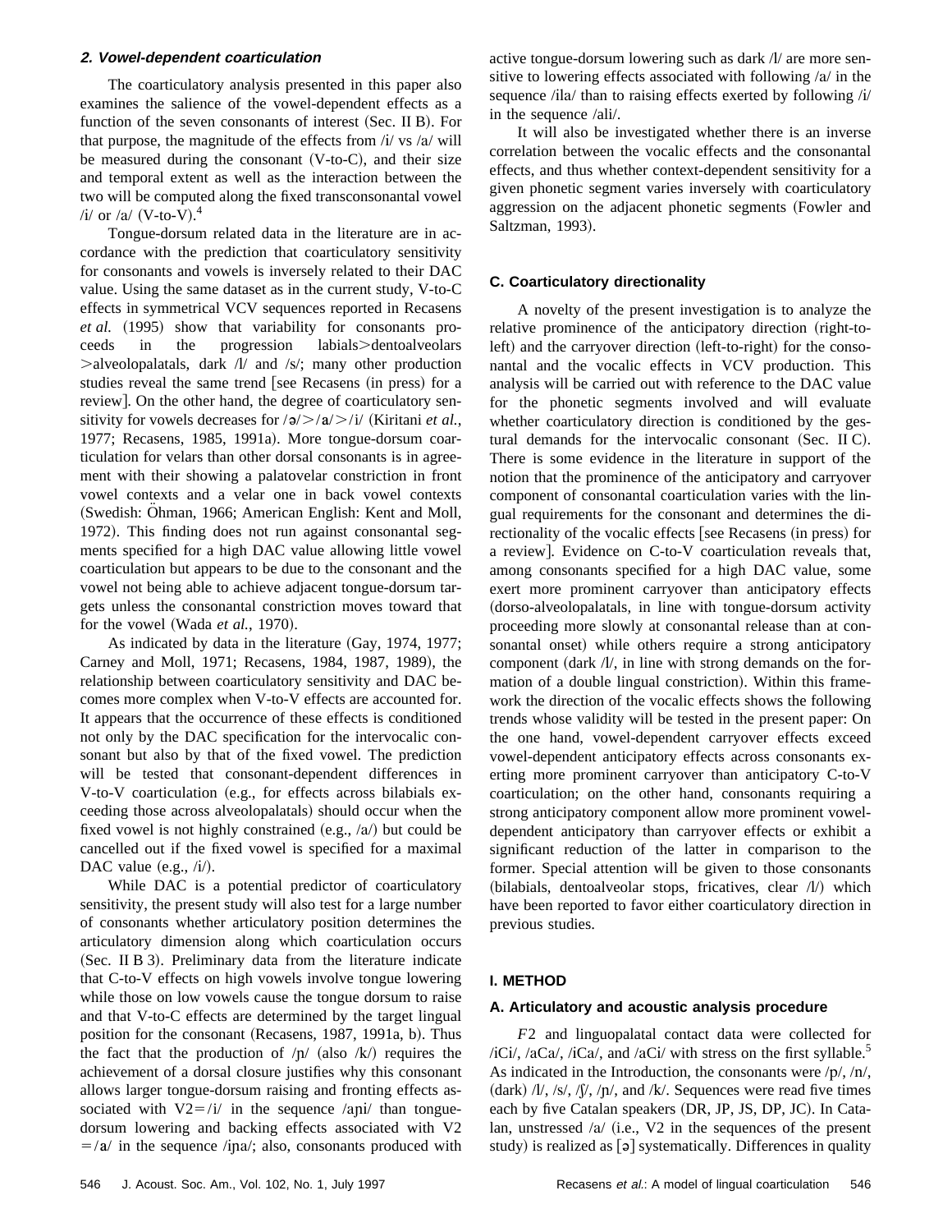#### 2. Vowel-dependent coarticulation

The coarticulatory analysis presented in this paper also examines the salience of the vowel-dependent effects as a function of the seven consonants of interest (Sec. II B). For that purpose, the magnitude of the effects from /i/ vs /a/ will be measured during the consonant (V-to-C), and their size and temporal extent as well as the interaction between the two will be computed along the fixed transconsonantal vowel /i/ or /a/ (V-to-V).[4]

Tongue-dorsum related data in the literature are in accordance with the prediction that coarticulatory sensitivity for consonants and vowels is inversely related to their DAC value. Using the same dataset as in the current study, V-to-C effects in symmetrical VCV sequences reported in Recasens *et al.* (1995) show that variability for consonants proceeds in the progression labials>dentoalveolars >alveolopalatals, dark /l/ and /s/; many other production studies reveal the same trend [see Recasens (in press) for a review]. On the other hand, the degree of coarticulatory sensitivity for vowels decreases for /ə/>/a/>/i/ (Kiritani *et al.*, 1977; Recasens, 1985, 1991a). More tongue-dorsum coarticulation for velars than other dorsal consonants is in agreement with their showing a palatovelar constriction in front vowel contexts and a velar one in back vowel contexts (Swedish: Öhman, 1966; American English: Kent and Moll, 1972). This finding does not run against consonantal segments specified for a high DAC value allowing little vowel coarticulation but appears to be due to the consonant and the vowel not being able to achieve adjacent tongue-dorsum targets unless the consonantal constriction moves toward that for the vowel (Wada *et al.*, 1970).

As indicated by data in the literature (Gay, 1974, 1977; Carney and Moll, 1971; Recasens, 1984, 1987, 1989), the relationship between coarticulatory sensitivity and DAC becomes more complex when V-to-V effects are accounted for. It appears that the occurrence of these effects is conditioned not only by the DAC specification for the intervocalic consonant but also by that of the fixed vowel. The prediction will be tested that consonant-dependent differences in V-to-V coarticulation (e.g., for effects across bilabials exceeding those across alveolopalatals) should occur when the fixed vowel is not highly constrained (e.g., /a/) but could be cancelled out if the fixed vowel is specified for a maximal DAC value (e.g., /i/).

While DAC is a potential predictor of coarticulatory sensitivity, the present study will also test for a large number of consonants whether articulatory position determines the articulatory dimension along which coarticulation occurs (Sec. II B 3). Preliminary data from the literature indicate that C-to-V effects on high vowels involve tongue lowering while those on low vowels cause the tongue dorsum to raise and that V-to-C effects are determined by the target lingual position for the consonant (Recasens, 1987, 1991a, b). Thus the fact that the production of /ɲ/ (also /k/) requires the achievement of a dorsal closure justifies why this consonant allows larger tongue-dorsum raising and fronting effects associated with V2=/i/ in the sequence /aɲi/ than tongue-dorsum lowering and backing effects associated with V2 =/a/ in the sequence /iɲa/; also, consonants produced with active tongue-dorsum lowering such as dark /l/ are more sensitive to lowering effects associated with following /a/ in the sequence /ila/ than to raising effects exerted by following /i/ in the sequence /ali/.

It will also be investigated whether there is an inverse correlation between the vocalic effects and the consonantal effects, and thus whether context-dependent sensitivity for a given phonetic segment varies inversely with coarticulatory aggression on the adjacent phonetic segments (Fowler and Saltzman, 1993).

### C. Coarticulatory directionality

A novelty of the present investigation is to analyze the relative prominence of the anticipatory direction (right-to-left) and the carryover direction (left-to-right) for the consonantal and the vocalic effects in VCV production. This analysis will be carried out with reference to the DAC value for the phonetic segments involved and will evaluate whether coarticulatory direction is conditioned by the gestural demands for the intervocalic consonant (Sec. II C). There is some evidence in the literature in support of the notion that the prominence of the anticipatory and carryover component of consonantal coarticulation varies with the lingual requirements for the consonant and determines the directionality of the vocalic effects [see Recasens (in press) for a review]. Evidence on C-to-V coarticulation reveals that, among consonants specified for a high DAC value, some exert more prominent carryover than anticipatory effects (dorso-alveolopalatals, in line with tongue-dorsum activity proceeding more slowly at consonantal release than at consonantal onset) while others require a strong anticipatory component (dark /l/, in line with strong demands on the formation of a double lingual constriction). Within this framework the direction of the vocalic effects shows the following trends whose validity will be tested in the present paper: On the one hand, vowel-dependent carryover effects exceed vowel-dependent anticipatory effects across consonants exerting more prominent carryover than anticipatory C-to-V coarticulation; on the other hand, consonants requiring a strong anticipatory component allow more prominent vowel-dependent anticipatory than carryover effects or exhibit a significant reduction of the latter in comparison to the former. Special attention will be given to those consonants (bilabials, dentoalveolar stops, fricatives, clear /l/) which have been reported to favor either coarticulatory direction in previous studies.

## I. METHOD

### A. Articulatory and acoustic analysis procedure

*F*2 and linguopalatal contact data were collected for /iCi/, /aCa/, /iCa/, and /aCi/ with stress on the first syllable.[5] As indicated in the Introduction, the consonants were /p/, /n/, (dark) /l/, /s/, /ʃ/, /ɲ/, and /k/. Sequences were read five times each by five Catalan speakers (DR, JP, JS, DP, JC). In Catalan, unstressed /a/ (i.e., V2 in the sequences of the present study) is realized as [ə] systematically. Differences in quality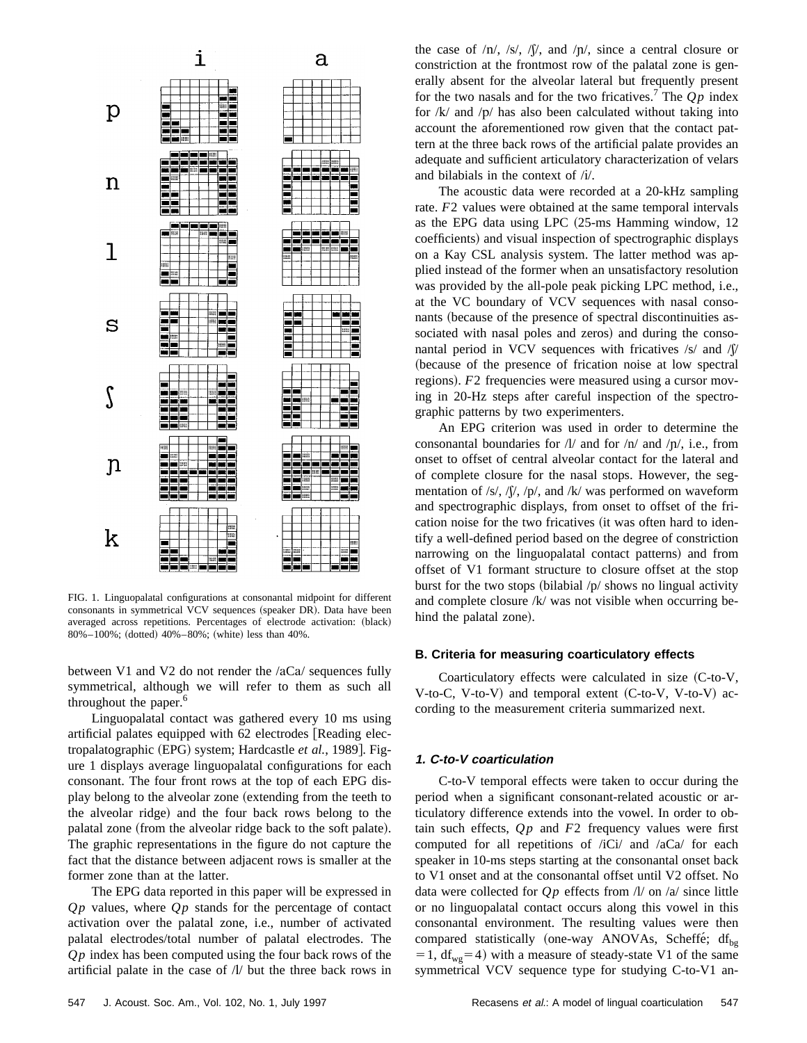FIG. 1. Linguopalatal configurations at consonantal midpoint for different consonants in symmetrical VCV sequences (speaker DR). Data have been averaged across repetitions. Percentages of electrode activation: (black) 80%–100%; (dotted) 40%–80%; (white) less than 40%.

between V1 and V2 do not render the /aCa/ sequences fully symmetrical, although we will refer to them as such all throughout the paper.[6]

Linguopalatal contact was gathered every 10 ms using artificial palates equipped with 62 electrodes [Reading electropalatographic (EPG) system; Hardcastle *et al.*, 1989]. Figure 1 displays average linguopalatal configurations for each consonant. The four front rows at the top of each EPG display belong to the alveolar zone (extending from the teeth to the alveolar ridge) and the four back rows belong to the palatal zone (from the alveolar ridge back to the soft palate). The graphic representations in the figure do not capture the fact that the distance between adjacent rows is smaller at the former zone than at the latter.

The EPG data reported in this paper will be expressed in $Qp$ values, where $Qp$ stands for the percentage of contact activation over the palatal zone, i.e., number of activated palatal electrodes/total number of palatal electrodes. The $Qp$ index has been computed using the four back rows of the artificial palate in the case of /l/ but the three back rows in the case of /n/, /s/, /ʃ/, and /ɲ/, since a central closure or constriction at the frontmost row of the palatal zone is generally absent for the alveolar lateral but frequently present for the two nasals and for the two fricatives.[7] The $Qp$ index for /k/ and /p/ has also been calculated without taking into account the aforementioned row given that the contact pattern at the three back rows of the artificial palate provides an adequate and sufficient articulatory characterization of velars and bilabials in the context of /i/.

The acoustic data were recorded at a 20-kHz sampling rate. $F2$ values were obtained at the same temporal intervals as the EPG data using LPC (25-ms Hamming window, 12 coefficients) and visual inspection of spectrographic displays on a Kay CSL analysis system. The latter method was applied instead of the former when an unsatisfactory resolution was provided by the all-pole peak picking LPC method, i.e., at the VC boundary of VCV sequences with nasal consonants (because of the presence of spectral discontinuities associated with nasal poles and zeros) and during the consonantal period in VCV sequences with fricatives /s/ and /ʃ/ (because of the presence of frication noise at low spectral regions). $F2$ frequencies were measured using a cursor moving in 20-Hz steps after careful inspection of the spectrographic patterns by two experimenters.

An EPG criterion was used in order to determine the consonantal boundaries for /l/ and for /n/ and /ɲ/, i.e., from onset to offset of central alveolar contact for the lateral and of complete closure for the nasal stops. However, the segmentation of /s/, /ʃ/, /p/, and /k/ was performed on waveform and spectrographic displays, from onset to offset of the frication noise for the two fricatives (it was often hard to identify a well-defined period based on the degree of constriction narrowing on the linguopalatal contact patterns) and from offset of V1 formant structure to closure offset at the stop burst for the two stops (bilabial /p/ shows no lingual activity and complete closure /k/ was not visible when occurring behind the palatal zone).

### B. Criteria for measuring coarticulatory effects

Coarticulatory effects were calculated in size (C-to-V, V-to-C, V-to-V) and temporal extent (C-to-V, V-to-V) according to the measurement criteria summarized next.

#### *1. C-to-V coarticulation*

C-to-V temporal effects were taken to occur during the period when a significant consonant-related acoustic or articulatory difference extends into the vowel. In order to obtain such effects, $Qp$ and $F2$ frequency values were first computed for all repetitions of /iCi/ and /aCa/ for each speaker in 10-ms steps starting at the consonantal onset back to V1 onset and at the consonantal offset until V2 offset. No data were collected for $Qp$ effects from /l/ on /a/ since little or no linguopalatal contact occurs along this vowel in this consonantal environment. The resulting values were then compared statistically (one-way ANOVAs, Scheffé; $\mathrm{df_{bg}}=1$, $\mathrm{df_{wg}}=4$) with a measure of steady-state V1 of the same symmetrical VCV sequence type for studying C-to-V1 an-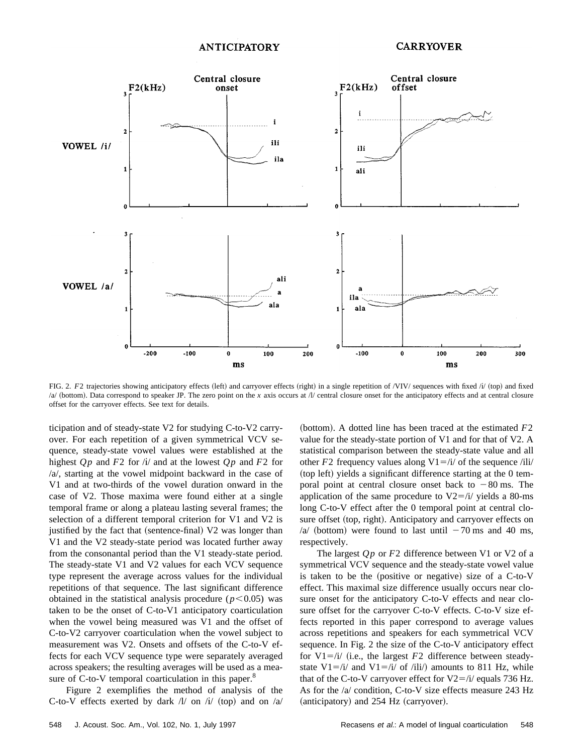FIG. 2. $F2$ trajectories showing anticipatory effects (left) and carryover effects (right) in a single repetition of /VIV/ sequences with fixed /i/ (top) and fixed /a/ (bottom). Data correspond to speaker JP. The zero point on the $x$ axis occurs at /l/ central closure onset for the anticipatory effects and at central closure offset for the carryover effects. See text for details.

ticipation and of steady-state V2 for studying C-to-V2 carryover. For each repetition of a given symmetrical VCV sequence, steady-state vowel values were established at the highest $Qp$ and $F2$ for /i/ and at the lowest $Qp$ and $F2$ for /a/, starting at the vowel midpoint backward in the case of V1 and at two-thirds of the vowel duration onward in the case of V2. Those maxima were found either at a single temporal frame or along a plateau lasting several frames; the selection of a different temporal criterion for V1 and V2 is justified by the fact that (sentence-final) V2 was longer than V1 and the V2 steady-state period was located further away from the consonantal period than the V1 steady-state period. The steady-state V1 and V2 values for each VCV sequence type represent the average across values for the individual repetitions of that sequence. The last significant difference obtained in the statistical analysis procedure ($p<0.05$) was taken to be the onset of C-to-V1 anticipatory coarticulation when the vowel being measured was V1 and the offset of C-to-V2 carryover coarticulation when the vowel subject to measurement was V2. Onsets and offsets of the C-to-V effects for each VCV sequence type were separately averaged across speakers; the resulting averages will be used as a measure of C-to-V temporal coarticulation in this paper.[8]

Figure 2 exemplifies the method of analysis of the C-to-V effects exerted by dark /l/ on /i/ (top) and on /a/ (bottom). A dotted line has been traced at the estimated $F2$ value for the steady-state portion of V1 and for that of V2. A statistical comparison between the steady-state value and all other $F2$ frequency values along V1=/i/ of the sequence /ili/ (top left) yields a significant difference starting at the 0 temporal point at central closure onset back to $-80$ ms. The application of the same procedure to V2=/i/ yields a 80-ms long C-to-V effect after the 0 temporal point at central closure offset (top, right). Anticipatory and carryover effects on /a/ (bottom) were found to last until $-70$ ms and 40 ms, respectively.

The largest $Qp$ or $F2$ difference between V1 or V2 of a symmetrical VCV sequence and the steady-state vowel value is taken to be the (positive or negative) size of a C-to-V effect. This maximal size difference usually occurs near closure onset for the anticipatory C-to-V effects and near closure offset for the carryover C-to-V effects. C-to-V size effects reported in this paper correspond to average values across repetitions and speakers for each symmetrical VCV sequence. In Fig. 2 the size of the C-to-V anticipatory effect for V1=/i/ (i.e., the largest $F2$ difference between steady-state V1=/i/ and V1=/i/ of /ili/) amounts to 811 Hz, while that of the C-to-V carryover effect for V2=/i/ equals 736 Hz. As for the /a/ condition, C-to-V size effects measure 243 Hz (anticipatory) and 254 Hz (carryover).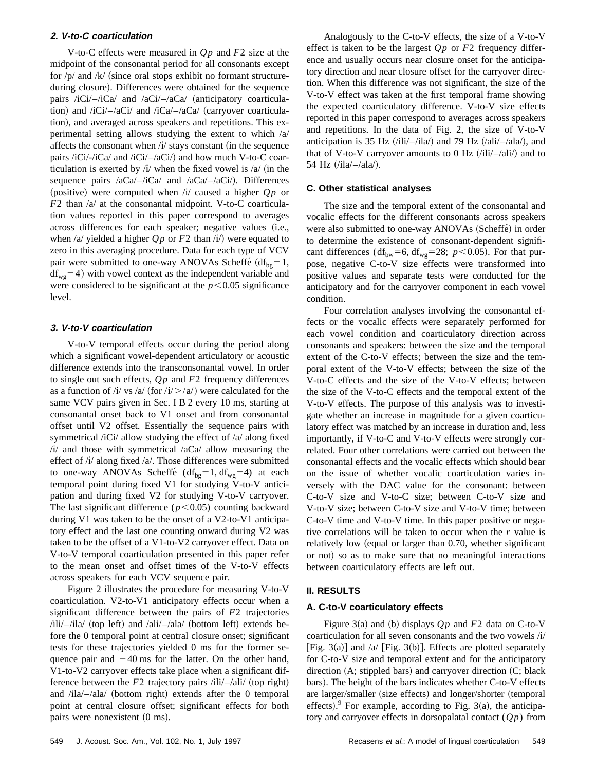### 2. V-to-C coarticulation

V-to-C effects were measured in $Qp$ and $F2$ size at the midpoint of the consonantal period for all consonants except for /p/ and /k/ (since oral stops exhibit no formant structure-during closure). Differences were obtained for the sequence pairs /iCi/–/iCa/ and /aCi/–/aCa/ (anticipatory coarticulation) and /iCi/–/aCi/ and /iCa/–/aCa/ (carryover coarticulation), and averaged across speakers and repetitions. This experimental setting allows studying the extent to which /a/ affects the consonant when /i/ stays constant (in the sequence pairs /iCi/-/iCa/ and /iCi/–/aCi/) and how much V-to-C coarticulation is exerted by /i/ when the fixed vowel is /a/ (in the sequence pairs /aCa/–/iCa/ and /aCa/–/aCi/). Differences (positive) were computed when /i/ caused a higher $Qp$ or $F2$ than /a/ at the consonantal midpoint. V-to-C coarticulation values reported in this paper correspond to averages across differences for each speaker; negative values (i.e., when /a/ yielded a higher $Qp$ or $F2$ than /i/) were equated to zero in this averaging procedure. Data for each type of VCV pair were submitted to one-way ANOVAs Scheffé ($df_{bg}=1$, $df_{wg}=4$) with vowel context as the independent variable and were considered to be significant at the $p<0.05$ significance level.

### 3. V-to-V coarticulation

V-to-V temporal effects occur during the period along which a significant vowel-dependent articulatory or acoustic difference extends into the transconsonantal vowel. In order to single out such effects, $Qp$ and $F2$ frequency differences as a function of /i/ vs /a/ (for /i/>/a/) were calculated for the same VCV pairs given in Sec. I B 2 every 10 ms, starting at consonantal onset back to V1 onset and from consonantal offset until V2 offset. Essentially the sequence pairs with symmetrical /iCi/ allow studying the effect of /a/ along fixed /i/ and those with symmetrical /aCa/ allow measuring the effect of /i/ along fixed /a/. Those differences were submitted to one-way ANOVAs Scheffé ($df_{bg}=1, df_{wg}=4$) at each temporal point during fixed V1 for studying V-to-V anticipation and during fixed V2 for studying V-to-V carryover. The last significant difference ($p<0.05$) counting backward during V1 was taken to be the onset of a V2-to-V1 anticipatory effect and the last one counting onward during V2 was taken to be the offset of a V1-to-V2 carryover effect. Data on V-to-V temporal coarticulation presented in this paper refer to the mean onset and offset times of the V-to-V effects across speakers for each VCV sequence pair.

Figure 2 illustrates the procedure for measuring V-to-V coarticulation. V2-to-V1 anticipatory effects occur when a significant difference between the pairs of $F2$ trajectories /ili/–/ila/ (top left) and /ali/–/ala/ (bottom left) extends before the 0 temporal point at central closure onset; significant tests for these trajectories yielded 0 ms for the former sequence pair and −40 ms for the latter. On the other hand, V1-to-V2 carryover effects take place when a significant difference between the $F2$ trajectory pairs /ili/–/ali/ (top right) and /ila/–/ala/ (bottom right) extends after the 0 temporal point at central closure offset; significant effects for both pairs were nonexistent (0 ms).

Analogously to the C-to-V effects, the size of a V-to-V effect is taken to be the largest $Qp$ or $F2$ frequency difference and usually occurs near closure onset for the anticipatory direction and near closure offset for the carryover direction. When this difference was not significant, the size of the V-to-V effect was taken at the first temporal frame showing the expected coarticulatory difference. V-to-V size effects reported in this paper correspond to averages across speakers and repetitions. In the data of Fig. 2, the size of V-to-V anticipation is 35 Hz (/ili/–/ila/) and 79 Hz (/ali/–/ala/), and that of V-to-V carryover amounts to 0 Hz (/ili/–/ali/) and to 54 Hz (/ila/–/ala/).

## C. Other statistical analyses

The size and the temporal extent of the consonantal and vocalic effects for the different consonants across speakers were also submitted to one-way ANOVAs (Scheffé) in order to determine the existence of consonant-dependent significant differences ($df_{bw}=6, df_{wg}=28;\ p<0.05$). For that purpose, negative C-to-V size effects were transformed into positive values and separate tests were conducted for the anticipatory and for the carryover component in each vowel condition.

Four correlation analyses involving the consonantal effects or the vocalic effects were separately performed for each vowel condition and coarticulatory direction across consonants and speakers: between the size and the temporal extent of the C-to-V effects; between the size and the temporal extent of the V-to-V effects; between the size of the V-to-C effects and the size of the V-to-V effects; between the size of the V-to-C effects and the temporal extent of the V-to-V effects. The purpose of this analysis was to investigate whether an increase in magnitude for a given coarticulatory effect was matched by an increase in duration and, less importantly, if V-to-C and V-to-V effects were strongly correlated. Four other correlations were carried out between the consonantal effects and the vocalic effects which should bear on the issue of whether vocalic coarticulation varies inversely with the DAC value for the consonant: between C-to-V size and V-to-C size; between C-to-V size and V-to-V size; between C-to-V size and V-to-V time; between C-to-V time and V-to-V time. In this paper positive or negative correlations will be taken to occur when the $r$ value is relatively low (equal or larger than 0.70, whether significant or not) so as to make sure that no meaningful interactions between coarticulatory effects are left out.

## II. RESULTS

### A. C-to-V coarticulatory effects

Figure 3(a) and (b) displays $Qp$ and $F2$ data on C-to-V coarticulation for all seven consonants and the two vowels /i/ [Fig. 3(a)] and /a/ [Fig. 3(b)]. Effects are plotted separately for C-to-V size and temporal extent and for the anticipatory direction (A; stippled bars) and carryover direction (C; black bars). The height of the bars indicates whether C-to-V effects are larger/smaller (size effects) and longer/shorter (temporal effects).[9] For example, according to Fig. 3(a), the anticipatory and carryover effects in dorsopalatal contact ($Qp$) from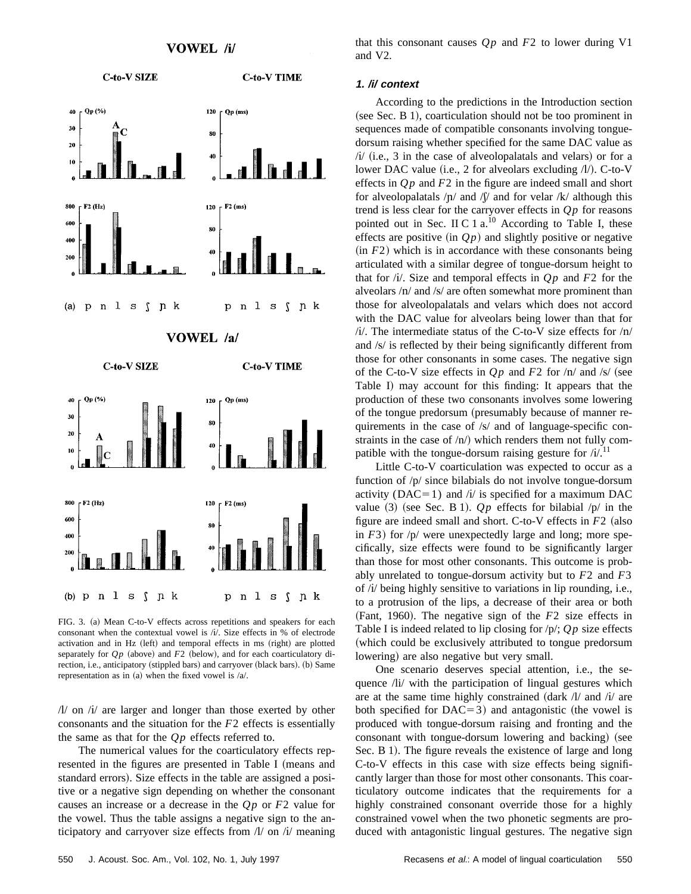FIG. 3. (a) Mean C-to-V effects across repetitions and speakers for each consonant when the contextual vowel is /i/. Size effects in % of electrode activation and in Hz (left) and temporal effects in ms (right) are plotted separately for *Qp* (above) and *F*2 (below), and for each coarticulatory direction, i.e., anticipatory (stippled bars) and carryover (black bars). (b) Same representation as in (a) when the fixed vowel is /a/.

/l/ on /i/ are larger and longer than those exerted by other consonants and the situation for the *F*2 effects is essentially the same as that for the *Qp* effects referred to.

The numerical values for the coarticulatory effects represented in the figures are presented in Table I (means and standard errors). Size effects in the table are assigned a positive or a negative sign depending on whether the consonant causes an increase or a decrease in the *Qp* or *F*2 value for the vowel. Thus the table assigns a negative sign to the anticipatory and carryover size effects from /l/ on /i/ meaning that this consonant causes *Qp* and *F*2 to lower during V1 and V2.

#### 1. /i/ context

According to the predictions in the Introduction section (see Sec. B 1), coarticulation should not be too prominent in sequences made of compatible consonants involving tongue-dorsum raising whether specified for the same DAC value as /i/ (i.e., 3 in the case of alveolopalatals and velars) or for a lower DAC value (i.e., 2 for alveolars excluding /l/). C-to-V effects in *Qp* and *F*2 in the figure are indeed small and short for alveolopalatals /ɲ/ and /ʃ/ and for velar /k/ although this trend is less clear for the carryover effects in *Qp* for reasons pointed out in Sec. II C 1 a.[10] According to Table I, these effects are positive (in *Qp*) and slightly positive or negative (in *F*2) which is in accordance with these consonants being articulated with a similar degree of tongue-dorsum height to that for /i/. Size and temporal effects in *Qp* and *F*2 for the alveolars /n/ and /s/ are often somewhat more prominent than those for alveolopalatals and velars which does not accord with the DAC value for alveolars being lower than that for /i/. The intermediate status of the C-to-V size effects for /n/ and /s/ is reflected by their being significantly different from those for other consonants in some cases. The negative sign of the C-to-V size effects in *Qp* and *F*2 for /n/ and /s/ (see Table I) may account for this finding: It appears that the production of these two consonants involves some lowering of the tongue predorsum (presumably because of manner requirements in the case of /s/ and of language-specific constraints in the case of /n/) which renders them not fully compatible with the tongue-dorsum raising gesture for /i/.[11]

Little C-to-V coarticulation was expected to occur as a function of /p/ since bilabials do not involve tongue-dorsum activity (DAC=1) and /i/ is specified for a maximum DAC value (3) (see Sec. B 1). *Qp* effects for bilabial /p/ in the figure are indeed small and short. C-to-V effects in *F*2 (also in *F*3) for /p/ were unexpectedly large and long; more specifically, size effects were found to be significantly larger than those for most other consonants. This outcome is probably unrelated to tongue-dorsum activity but to *F*2 and *F*3 of /i/ being highly sensitive to variations in lip rounding, i.e., to a protrusion of the lips, a decrease of their area or both (Fant, 1960). The negative sign of the *F*2 size effects in Table I is indeed related to lip closing for /p/; *Qp* size effects (which could be exclusively attributed to tongue predorsum lowering) are also negative but very small.

One scenario deserves special attention, i.e., the sequence /li/ with the participation of lingual gestures which are at the same time highly constrained (dark /l/ and /i/ are both specified for DAC=3) and antagonistic (the vowel is produced with tongue-dorsum raising and fronting and the consonant with tongue-dorsum lowering and backing) (see Sec. B 1). The figure reveals the existence of large and long C-to-V effects in this case with size effects being significantly larger than those for most other consonants. This coarticulatory outcome indicates that the requirements for a highly constrained consonant override those for a highly constrained vowel when the two phonetic segments are produced with antagonistic lingual gestures. The negative sign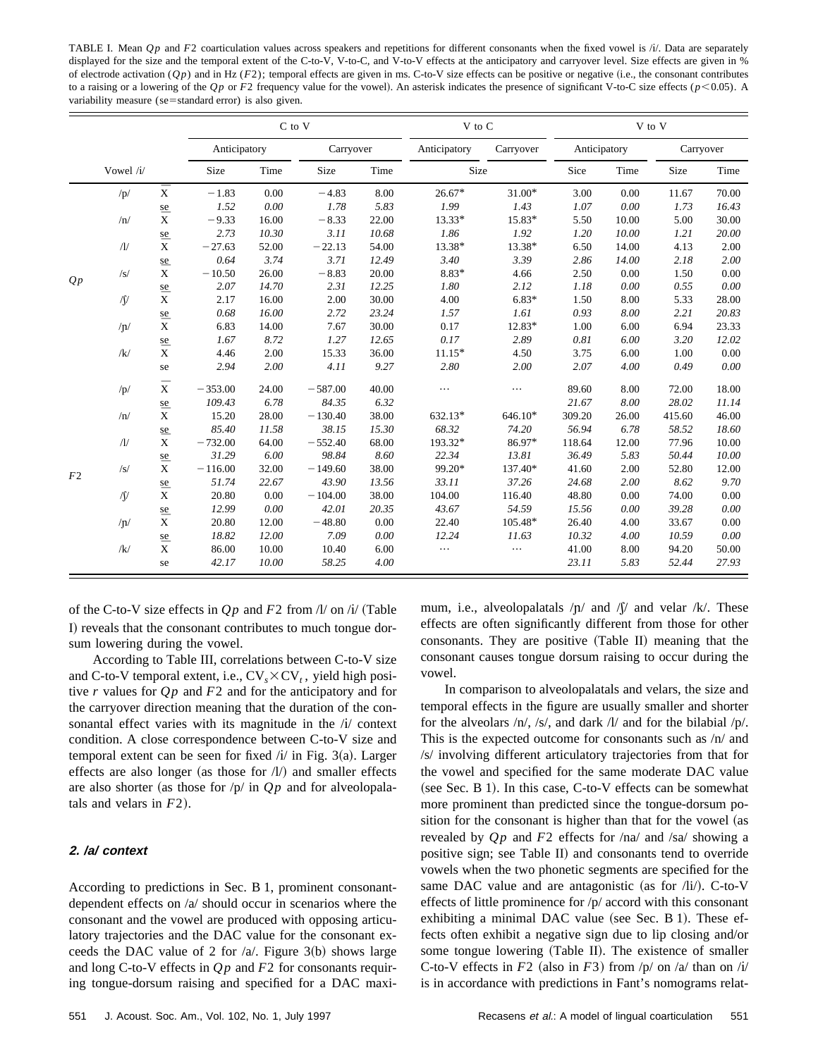TABLE I. Mean $Qp$ and $F2$ coarticulation values across speakers and repetitions for different consonants when the fixed vowel is /i/. Data are separately displayed for the size and the temporal extent of the C-to-V, V-to-C, and V-to-V effects at the anticipatory and carryover level. Size effects are given in % of electrode activation ($Qp$) and in Hz ($F2$); temporal effects are given in ms. C-to-V size effects can be positive or negative (i.e., the consonant contributes to a raising or a lowering of the $Qp$ or $F2$ frequency value for the vowel). An asterisk indicates the presence of significant V-to-C size effects ($p<0.05$). A variability measure (se=standard error) is also given.

| | | | C to V | | | | V to C | | V to V | | | |
|---|---|---|---|---|---|---|---|---|---|---|---|---|
| | | | Anticipatory | | Carryover | | Anticipatory | Carryover | Anticipatory | | Carryover | |
| | Vowel /i/ | | Size | Time | Size | Time | Size | | Sice | Time | Size | Time |
| $Qp$ | /p/ | $\bar{X}$ | −1.83 | 0.00 | −4.83 | 8.00 | 26.67* | 31.00* | 3.00 | 0.00 | 11.67 | 70.00 |
| | | se | *1.52* | *0.00* | *1.78* | *5.83* | *1.99* | *1.43* | *1.07* | *0.00* | *1.73* | *16.43* |
| | /n/ | X | −9.33 | 16.00 | −8.33 | 22.00 | 13.33* | 15.83* | 5.50 | 10.00 | 5.00 | 30.00 |
| | | se | *2.73* | *10.30* | *3.11* | *10.68* | *1.86* | *1.92* | *1.20* | *10.00* | *1.21* | *20.00* |
| | /l/ | X | −27.63 | 52.00 | −22.13 | 54.00 | 13.38* | 13.38* | 6.50 | 14.00 | 4.13 | 2.00 |
| | | se | *0.64* | *3.74* | *3.71* | *12.49* | *3.40* | *3.39* | *2.86* | *14.00* | *2.18* | *2.00* |
| | /s/ | X | −10.50 | 26.00 | −8.83 | 20.00 | 8.83* | 4.66 | 2.50 | 0.00 | 1.50 | 0.00 |
| | | se | *2.07* | *14.70* | *2.31* | *12.25* | *1.80* | *2.12* | *1.18* | *0.00* | *0.55* | *0.00* |
| | /ʃ/ | X | 2.17 | 16.00 | 2.00 | 30.00 | 4.00 | 6.83* | 1.50 | 8.00 | 5.33 | 28.00 |
| | | se | *0.68* | *16.00* | *2.72* | *23.24* | *1.57* | *1.61* | *0.93* | *8.00* | *2.21* | *20.83* |
| | /ɲ/ | X | 6.83 | 14.00 | 7.67 | 30.00 | 0.17 | 12.83* | 1.00 | 6.00 | 6.94 | 23.33 |
| | | se | *1.67* | *8.72* | *1.27* | *12.65* | *0.17* | *2.89* | *0.81* | *6.00* | *3.20* | *12.02* |
| | /k/ | X | 4.46 | 2.00 | 15.33 | 36.00 | 11.15* | 4.50 | 3.75 | 6.00 | 1.00 | 0.00 |
| | | se | *2.94* | *2.00* | *4.11* | *9.27* | *2.80* | *2.00* | *2.07* | *4.00* | *0.49* | *0.00* |
| $F2$ | /p/ | $\bar{X}$ | −353.00 | 24.00 | −587.00 | 40.00 | ⋯ | ⋯ | 89.60 | 8.00 | 72.00 | 18.00 |
| | | se | *109.43* | *6.78* | *84.35* | *6.32* | | | *21.67* | *8.00* | *28.02* | *11.14* |
| | /n/ | X | 15.20 | 28.00 | −130.40 | 38.00 | 632.13* | 646.10* | 309.20 | 26.00 | 415.60 | 46.00 |
| | | se | *85.40* | *11.58* | *38.15* | *15.30* | *68.32* | *74.20* | *56.94* | *6.78* | *58.52* | *18.60* |
| | /l/ | X | −732.00 | 64.00 | −552.40 | 68.00 | 193.32* | 86.97* | 118.64 | 12.00 | 77.96 | 10.00 |
| | | se | *31.29* | *6.00* | *98.84* | *8.60* | *22.34* | *13.81* | *36.49* | *5.83* | *50.44* | *10.00* |
| | /s/ | X | −116.00 | 32.00 | −149.60 | 38.00 | 99.20* | 137.40* | 41.60 | 2.00 | 52.80 | 12.00 |
| | | se | *51.74* | *22.67* | *43.90* | *13.56* | *33.11* | *37.26* | *24.68* | *2.00* | *8.62* | *9.70* |
| | /ʃ/ | X | 20.80 | 0.00 | −104.00 | 38.00 | 104.00 | 116.40 | 48.80 | 0.00 | 74.00 | 0.00 |
| | | se | *12.99* | *0.00* | *42.01* | *20.35* | *43.67* | *54.59* | *15.56* | *0.00* | *39.28* | *0.00* |
| | /ɲ/ | X | 20.80 | 12.00 | −48.80 | 0.00 | 22.40 | 105.48* | 26.40 | 4.00 | 33.67 | 0.00 |
| | | se | *18.82* | *12.00* | *7.09* | *0.00* | *12.24* | *11.63* | *10.32* | *4.00* | *10.59* | *0.00* |
| | /k/ | X | 86.00 | 10.00 | 10.40 | 6.00 | ⋯ | ⋯ | 41.00 | 8.00 | 94.20 | 50.00 |
| | | se | *42.17* | *10.00* | *58.25* | *4.00* | | | *23.11* | *5.83* | *52.44* | *27.93* |

of the C-to-V size effects in $Qp$ and $F2$ from /l/ on /i/ (Table I) reveals that the consonant contributes to much tongue dorsum lowering during the vowel.

According to Table III, correlations between C-to-V size and C-to-V temporal extent, i.e., $\mathrm{CV}_s \times \mathrm{CV}_t$, yield high positive $r$ values for $Qp$ and $F2$ and for the anticipatory and for the carryover direction meaning that the duration of the consonantal effect varies with its magnitude in the /i/ context condition. A close correspondence between C-to-V size and temporal extent can be seen for fixed /i/ in Fig. 3(a). Larger effects are also longer (as those for /l/) and smaller effects are also shorter (as those for /p/ in $Qp$ and for alveolopalatals and velars in $F2$).

#### 2. /a/ context

According to predictions in Sec. B 1, prominent consonant-dependent effects on /a/ should occur in scenarios where the consonant and the vowel are produced with opposing articulatory trajectories and the DAC value for the consonant exceeds the DAC value of 2 for /a/. Figure 3(b) shows large and long C-to-V effects in $Qp$ and $F2$ for consonants requiring tongue-dorsum raising and specified for a DAC maximum, i.e., alveolopalatals /ɲ/ and /ʃ/ and velar /k/. These effects are often significantly different from those for other consonants. They are positive (Table II) meaning that the consonant causes tongue dorsum raising to occur during the vowel.

In comparison to alveolopalatals and velars, the size and temporal effects in the figure are usually smaller and shorter for the alveolars /n/, /s/, and dark /l/ and for the bilabial /p/. This is the expected outcome for consonants such as /n/ and /s/ involving different articulatory trajectories from that for the vowel and specified for the same moderate DAC value (see Sec. B 1). In this case, C-to-V effects can be somewhat more prominent than predicted since the tongue-dorsum position for the consonant is higher than that for the vowel (as revealed by $Qp$ and $F2$ effects for /na/ and /sa/ showing a positive sign; see Table II) and consonants tend to override vowels when the two phonetic segments are specified for the same DAC value and are antagonistic (as for /li/). C-to-V effects of little prominence for /p/ accord with this consonant exhibiting a minimal DAC value (see Sec. B 1). These effects often exhibit a negative sign due to lip closing and/or some tongue lowering (Table II). The existence of smaller C-to-V effects in $F2$ (also in $F3$) from /p/ on /a/ than on /i/ is in accordance with predictions in Fant's nomograms relat-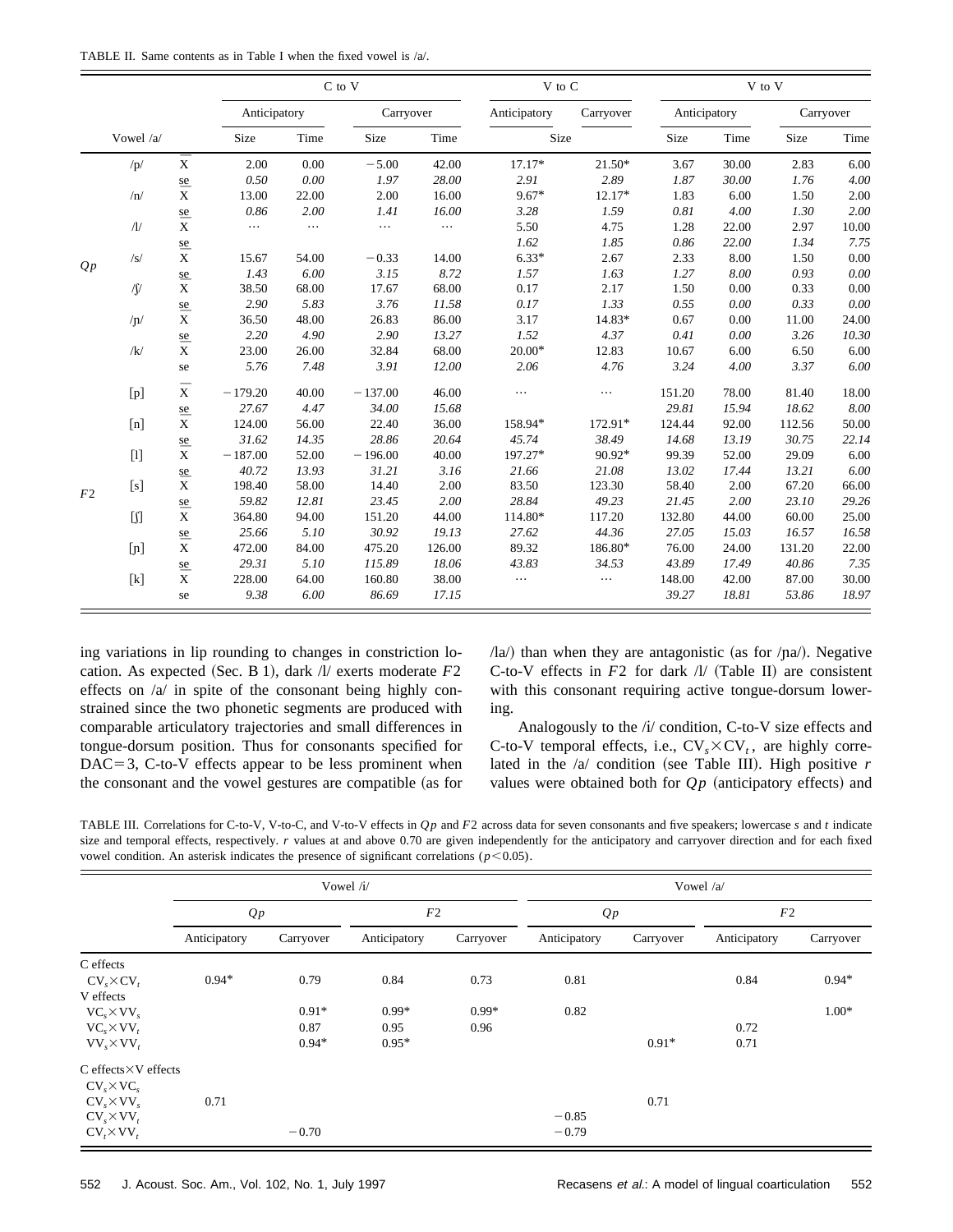TABLE II. Same contents as in Table I when the fixed vowel is /a/.

| Vowel /a/ | | | C to V | | | | V to C | | V to V | | | |
|---|---|---|---|---|---|---|---|---|---|---|---|---|
| | | | Anticipatory | | Carryover | | Anticipatory | Carryover | Anticipatory | | Carryover | |
| | | | Size | Time | Size | Time | Size | | Size | Time | Size | Time |
| $Qp$ | /p/ | $\overline{X}$ | 2.00 | 0.00 | −5.00 | 42.00 | 17.17* | 21.50* | 3.67 | 30.00 | 2.83 | 6.00 |
| | | se | *0.50* | *0.00* | *1.97* | *28.00* | *2.91* | *2.89* | *1.87* | *30.00* | *1.76* | *4.00* |
| | /n/ | $\overline{X}$ | 13.00 | 22.00 | 2.00 | 16.00 | 9.67* | 12.17* | 1.83 | 6.00 | 1.50 | 2.00 |
| | | se | *0.86* | *2.00* | *1.41* | *16.00* | *3.28* | *1.59* | *0.81* | *4.00* | *1.30* | *2.00* |
| | /l/ | $\overline{X}$ | ⋯ | ⋯ | ⋯ | ⋯ | 5.50 | 4.75 | 1.28 | 22.00 | 2.97 | 10.00 |
| | | se | | | | | *1.62* | *1.85* | *0.86* | *22.00* | *1.34* | *7.75* |
| | /s/ | $\overline{X}$ | 15.67 | 54.00 | −0.33 | 14.00 | 6.33* | 2.67 | 2.33 | 8.00 | 1.50 | 0.00 |
| | | se | *1.43* | *6.00* | *3.15* | *8.72* | *1.57* | *1.63* | *1.27* | *8.00* | *0.93* | *0.00* |
| | /ʃ/ | $\overline{X}$ | 38.50 | 68.00 | 17.67 | 68.00 | 0.17 | 2.17 | 1.50 | 0.00 | 0.33 | 0.00 |
| | | se | *2.90* | *5.83* | *3.76* | *11.58* | *0.17* | *1.33* | *0.55* | *0.00* | *0.33* | *0.00* |
| | /ɲ/ | $\overline{X}$ | 36.50 | 48.00 | 26.83 | 86.00 | 3.17 | 14.83* | 0.67 | 0.00 | 11.00 | 24.00 |
| | | se | *2.20* | *4.90* | *2.90* | *13.27* | *1.52* | *4.37* | *0.41* | *0.00* | *3.26* | *10.30* |
| | /k/ | $\overline{X}$ | 23.00 | 26.00 | 32.84 | 68.00 | 20.00* | 12.83 | 10.67 | 6.00 | 6.50 | 6.00 |
| | | se | *5.76* | *7.48* | *3.91* | *12.00* | *2.06* | *4.76* | *3.24* | *4.00* | *3.37* | *6.00* |
| $F2$ | [p] | $\overline{X}$ | −179.20 | 40.00 | −137.00 | 46.00 | ⋯ | ⋯ | 151.20 | 78.00 | 81.40 | 18.00 |
| | | se | *27.67* | *4.47* | *34.00* | *15.68* | | | *29.81* | *15.94* | *18.62* | *8.00* |
| | [n] | $\overline{X}$ | 124.00 | 56.00 | 22.40 | 36.00 | 158.94* | 172.91* | 124.44 | 92.00 | 112.56 | 50.00 |
| | | se | *31.62* | *14.35* | *28.86* | *20.64* | *45.74* | *38.49* | *14.68* | *13.19* | *30.75* | *22.14* |
| | [l] | $\overline{X}$ | −187.00 | 52.00 | −196.00 | 40.00 | 197.27* | 90.92* | 99.39 | 52.00 | 29.09 | 6.00 |
| | | se | *40.72* | *13.93* | *31.21* | *3.16* | *21.66* | *21.08* | *13.02* | *17.44* | *13.21* | *6.00* |
| | [s] | $\overline{X}$ | 198.40 | 58.00 | 14.40 | 2.00 | 83.50 | 123.30 | 58.40 | 2.00 | 67.20 | 66.00 |
| | | se | *59.82* | *12.81* | *23.45* | *2.00* | *28.84* | *49.23* | *21.45* | *2.00* | *23.10* | *29.26* |
| | [ʃ] | $\overline{X}$ | 364.80 | 94.00 | 151.20 | 44.00 | 114.80* | 117.20 | 132.80 | 44.00 | 60.00 | 25.00 |
| | | se | *25.66* | *5.10* | *30.92* | *19.13* | *27.62* | *44.36* | *27.05* | *15.03* | *16.57* | *16.58* |
| | [ɲ] | $\overline{X}$ | 472.00 | 84.00 | 475.20 | 126.00 | 89.32 | 186.80* | 76.00 | 24.00 | 131.20 | 22.00 |
| | | se | *29.31* | *5.10* | *115.89* | *18.06* | *43.83* | *34.53* | *43.89* | *17.49* | *40.86* | *7.35* |
| | [k] | $\overline{X}$ | 228.00 | 64.00 | 160.80 | 38.00 | ⋯ | ⋯ | 148.00 | 42.00 | 87.00 | 30.00 |
| | | se | *9.38* | *6.00* | *86.69* | *17.15* | | | *39.27* | *18.81* | *53.86* | *18.97* |

ing variations in lip rounding to changes in constriction location. As expected (Sec. B 1), dark /l/ exerts moderate $F2$ effects on /a/ in spite of the consonant being highly constrained since the two phonetic segments are produced with comparable articulatory trajectories and small differences in tongue-dorsum position. Thus for consonants specified for DAC=3, C-to-V effects appear to be less prominent when the consonant and the vowel gestures are compatible (as for /la/) than when they are antagonistic (as for /ɲa/). Negative C-to-V effects in $F2$ for dark /l/ (Table II) are consistent with this consonant requiring active tongue-dorsum lowering.

Analogously to the /i/ condition, C-to-V size effects and C-to-V temporal effects, i.e., $CV_s \times CV_t$, are highly correlated in the /a/ condition (see Table III). High positive $r$ values were obtained both for $Qp$ (anticipatory effects) and

TABLE III. Correlations for C-to-V, V-to-C, and V-to-V effects in $Qp$ and $F2$ across data for seven consonants and five speakers; lowercase $s$ and $t$ indicate size and temporal effects, respectively. $r$ values at and above 0.70 are given independently for the anticipatory and carryover direction and for each fixed vowel condition. An asterisk indicates the presence of significant correlations ($p<0.05$).

| | Vowel /i/ | | | | Vowel /a/ | | | |
|---|---|---|---|---|---|---|---|---|
| | $Qp$ | | $F2$ | | $Qp$ | | $F2$ | |
| | Anticipatory | Carryover | Anticipatory | Carryover | Anticipatory | Carryover | Anticipatory | Carryover |
| C effects | | | | | | | | |
| $CV_s \times CV_t$ | 0.94* | 0.79 | 0.84 | 0.73 | 0.81 | | 0.84 | 0.94* |
| V effects | | | | | | | | |
| $VC_s \times VV_s$ | | 0.91* | 0.99* | 0.99* | 0.82 | | | 1.00* |
| $VC_s \times VV_t$ | | 0.87 | 0.95 | 0.96 | | | 0.72 | |
| $VV_s \times VV_t$ | | 0.94* | 0.95* | | | 0.91* | 0.71 | |
| C effects×V effects | | | | | | | | |
| $CV_s \times VC_s$ | | | | | | | | |
| $CV_s \times VV_s$ | 0.71 | | | | | 0.71 | | |
| $CV_s \times VV_t$ | | | | | −0.85 | | | |
| $CV_t \times VV_t$ | | −0.70 | | | −0.79 | | | |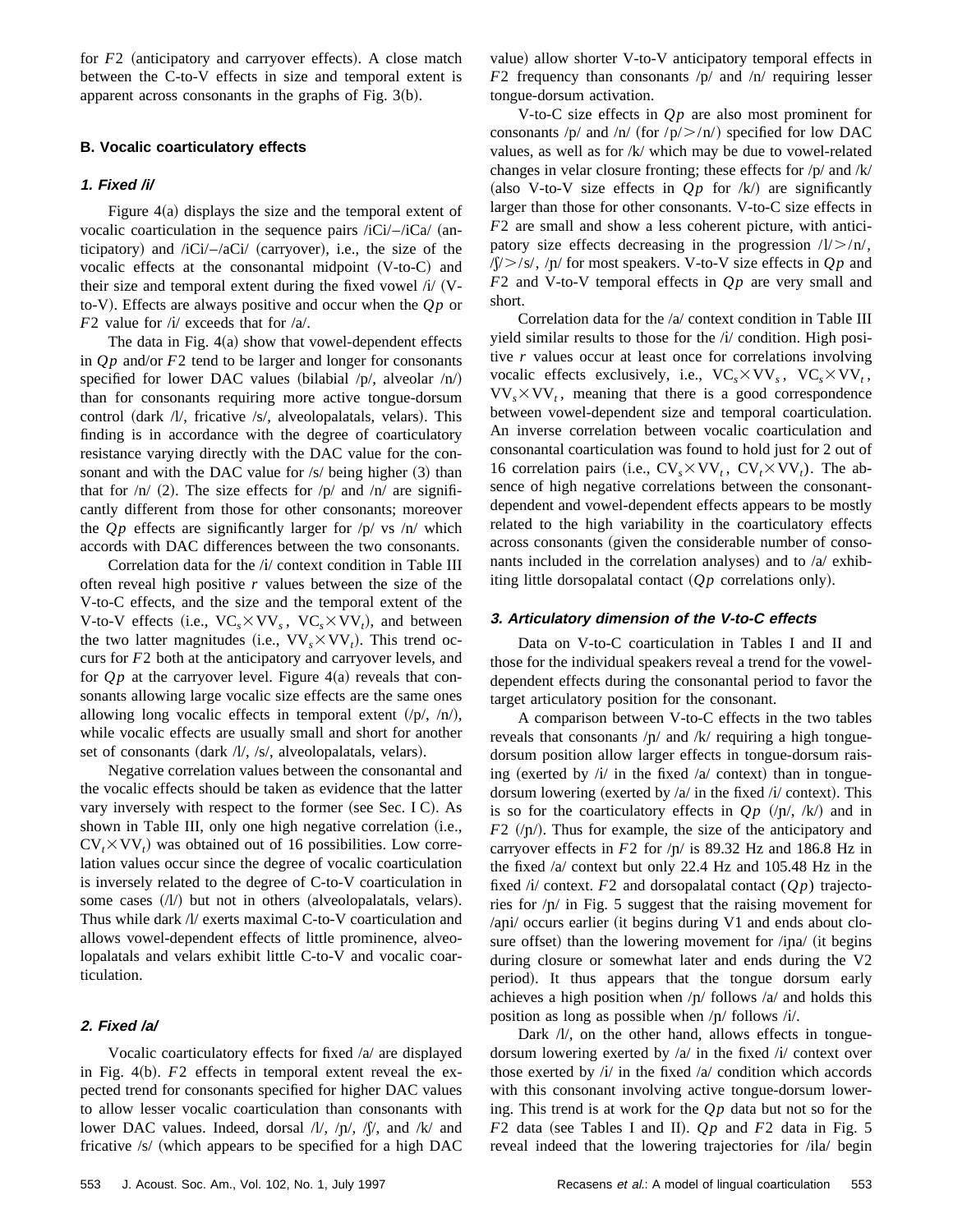for $F2$ (anticipatory and carryover effects). A close match between the C-to-V effects in size and temporal extent is apparent across consonants in the graphs of Fig. 3(b).

### B. Vocalic coarticulatory effects

#### 1. Fixed /i/

Figure 4(a) displays the size and the temporal extent of vocalic coarticulation in the sequence pairs /iCi/–/iCa/ (anticipatory) and /iCi/–/aCi/ (carryover), i.e., the size of the vocalic effects at the consonantal midpoint (V-to-C) and their size and temporal extent during the fixed vowel /i/ (V-to-V). Effects are always positive and occur when the $Qp$ or $F2$ value for /i/ exceeds that for /a/.

The data in Fig. 4(a) show that vowel-dependent effects in $Qp$ and/or $F2$ tend to be larger and longer for consonants specified for lower DAC values (bilabial /p/, alveolar /n/) than for consonants requiring more active tongue-dorsum control (dark /l/, fricative /s/, alveolopalatals, velars). This finding is in accordance with the degree of coarticulatory resistance varying directly with the DAC value for the consonant and with the DAC value for /s/ being higher (3) than that for /n/ (2). The size effects for /p/ and /n/ are significantly different from those for other consonants; moreover the $Qp$ effects are significantly larger for /p/ vs /n/ which accords with DAC differences between the two consonants.

Correlation data for the /i/ context condition in Table III often reveal high positive $r$ values between the size of the V-to-C effects, and the size and the temporal extent of the V-to-V effects (i.e., $VC_s \times VV_s$, $VC_s \times VV_t$), and between the two latter magnitudes (i.e., $VV_s \times VV_t$). This trend occurs for $F2$ both at the anticipatory and carryover levels, and for $Qp$ at the carryover level. Figure 4(a) reveals that consonants allowing large vocalic size effects are the same ones allowing long vocalic effects in temporal extent (/p/, /n/), while vocalic effects are usually small and short for another set of consonants (dark /l/, /s/, alveolopalatals, velars).

Negative correlation values between the consonantal and the vocalic effects should be taken as evidence that the latter vary inversely with respect to the former (see Sec. I C). As shown in Table III, only one high negative correlation (i.e., $CV_t \times VV_t$) was obtained out of 16 possibilities. Low correlation values occur since the degree of vocalic coarticulation is inversely related to the degree of C-to-V coarticulation in some cases (/l/) but not in others (alveolopalatals, velars). Thus while dark /l/ exerts maximal C-to-V coarticulation and allows vowel-dependent effects of little prominence, alveolopalatals and velars exhibit little C-to-V and vocalic coarticulation.

#### 2. Fixed /a/

Vocalic coarticulatory effects for fixed /a/ are displayed in Fig. 4(b). $F2$ effects in temporal extent reveal the expected trend for consonants specified for higher DAC values to allow lesser vocalic coarticulation than consonants with lower DAC values. Indeed, dorsal /l/, /ɲ/, /ʃ/, and /k/ and fricative /s/ (which appears to be specified for a high DAC value) allow shorter V-to-V anticipatory temporal effects in $F2$ frequency than consonants /p/ and /n/ requiring lesser tongue-dorsum activation.

V-to-C size effects in $Qp$ are also most prominent for consonants /p/ and /n/ (for /p/>/n/) specified for low DAC values, as well as for /k/ which may be due to vowel-related changes in velar closure fronting; these effects for /p/ and /k/ (also V-to-V size effects in $Qp$ for /k/) are significantly larger than those for other consonants. V-to-C size effects in $F2$ are small and show a less coherent picture, with anticipatory size effects decreasing in the progression /l/>/n/, /ʃ/>/s/, /ɲ/ for most speakers. V-to-V size effects in $Qp$ and $F2$ and V-to-V temporal effects in $Qp$ are very small and short.

Correlation data for the /a/ context condition in Table III yield similar results to those for the /i/ condition. High positive $r$ values occur at least once for correlations involving vocalic effects exclusively, i.e., $VC_s \times VV_s$, $VC_s \times VV_t$, $VV_s \times VV_t$, meaning that there is a good correspondence between vowel-dependent size and temporal coarticulation. An inverse correlation between vocalic coarticulation and consonantal coarticulation was found to hold just for 2 out of 16 correlation pairs (i.e., $CV_s \times VV_t$, $CV_t \times VV_t$). The absence of high negative correlations between the consonant-dependent and vowel-dependent effects appears to be mostly related to the high variability in the coarticulatory effects across consonants (given the considerable number of consonants included in the correlation analyses) and to /a/ exhibiting little dorsopalatal contact ($Qp$ correlations only).

#### 3. Articulatory dimension of the V-to-C effects

Data on V-to-C coarticulation in Tables I and II and those for the individual speakers reveal a trend for the vowel-dependent effects during the consonantal period to favor the target articulatory position for the consonant.

A comparison between V-to-C effects in the two tables reveals that consonants /ɲ/ and /k/ requiring a high tongue-dorsum position allow larger effects in tongue-dorsum raising (exerted by /i/ in the fixed /a/ context) than in tongue-dorsum lowering (exerted by /a/ in the fixed /i/ context). This is so for the coarticulatory effects in $Qp$ (/ɲ/, /k/) and in $F2$ (/ɲ/). Thus for example, the size of the anticipatory and carryover effects in $F2$ for /ɲ/ is 89.32 Hz and 186.8 Hz in the fixed /a/ context but only 22.4 Hz and 105.48 Hz in the fixed /i/ context. $F2$ and dorsopalatal contact ($Qp$) trajectories for /ɲ/ in Fig. 5 suggest that the raising movement for /aɲi/ occurs earlier (it begins during V1 and ends about closure offset) than the lowering movement for /iɲa/ (it begins during closure or somewhat later and ends during the V2 period). It thus appears that the tongue dorsum early achieves a high position when /ɲ/ follows /a/ and holds this position as long as possible when /ɲ/ follows /i/.

Dark /l/, on the other hand, allows effects in tongue-dorsum lowering exerted by /a/ in the fixed /i/ context over those exerted by /i/ in the fixed /a/ condition which accords with this consonant involving active tongue-dorsum lowering. This trend is at work for the $Qp$ data but not so for the $F2$ data (see Tables I and II). $Qp$ and $F2$ data in Fig. 5 reveal indeed that the lowering trajectories for /ila/ begin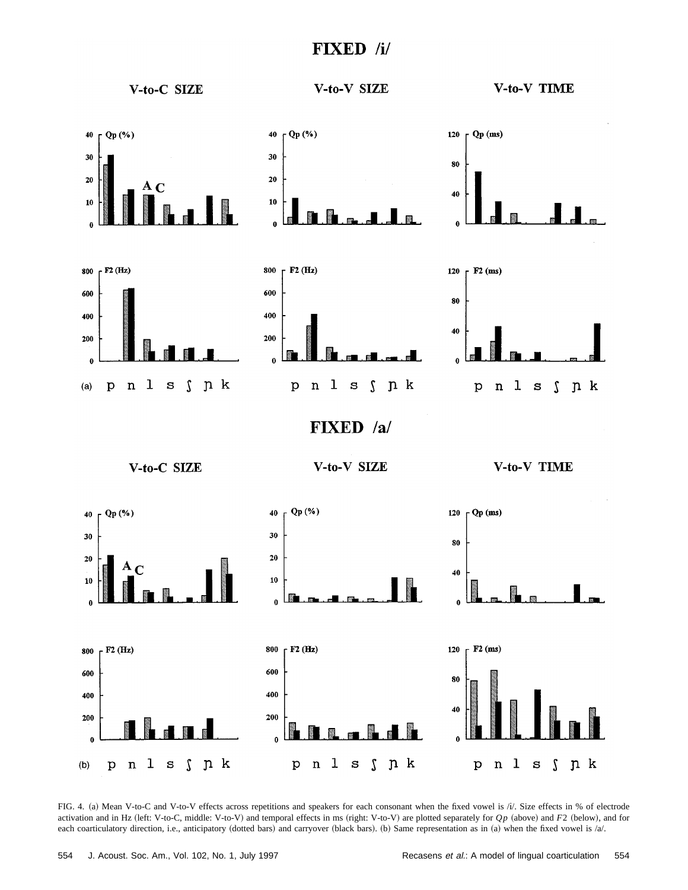FIG. 4. (a) Mean V-to-C and V-to-V effects across repetitions and speakers for each consonant when the fixed vowel is /i/. Size effects in % of electrode activation and in Hz (left: V-to-C, middle: V-to-V) and temporal effects in ms (right: V-to-V) are plotted separately for $Qp$ (above) and $F2$ (below), and for each coarticulatory direction, i.e., anticipatory (dotted bars) and carryover (black bars). (b) Same representation as in (a) when the fixed vowel is /a/.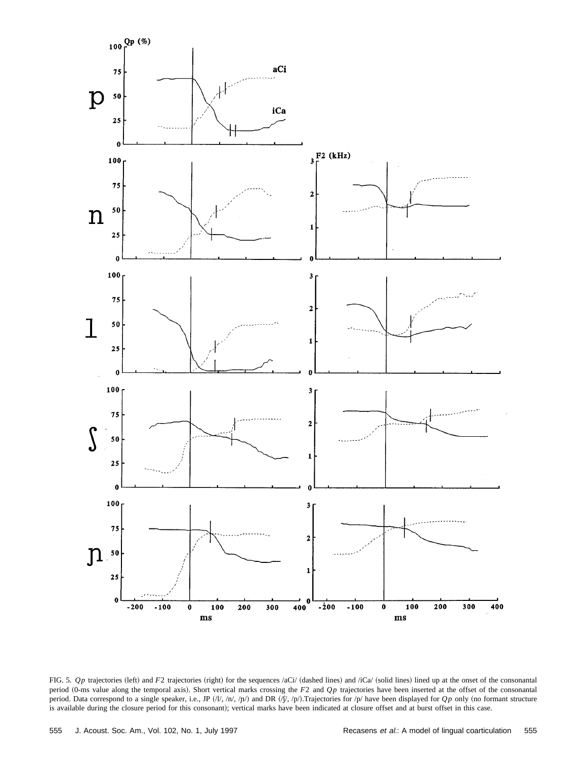FIG. 5. $Qp$ trajectories (left) and $F2$ trajectories (right) for the sequences /aCi/ (dashed lines) and /iCa/ (solid lines) lined up at the onset of the consonantal period (0-ms value along the temporal axis). Short vertical marks crossing the $F2$ and $Qp$ trajectories have been inserted at the offset of the consonantal period. Data correspond to a single speaker, i.e., JP (/l/, /n/, /ɲ/) and DR (/ʃ/, /p/). Trajectories for /p/ have been displayed for $Qp$ only (no formant structure is available during the closure period for this consonant); vertical marks have been indicated at closure offset and at burst offset in this case.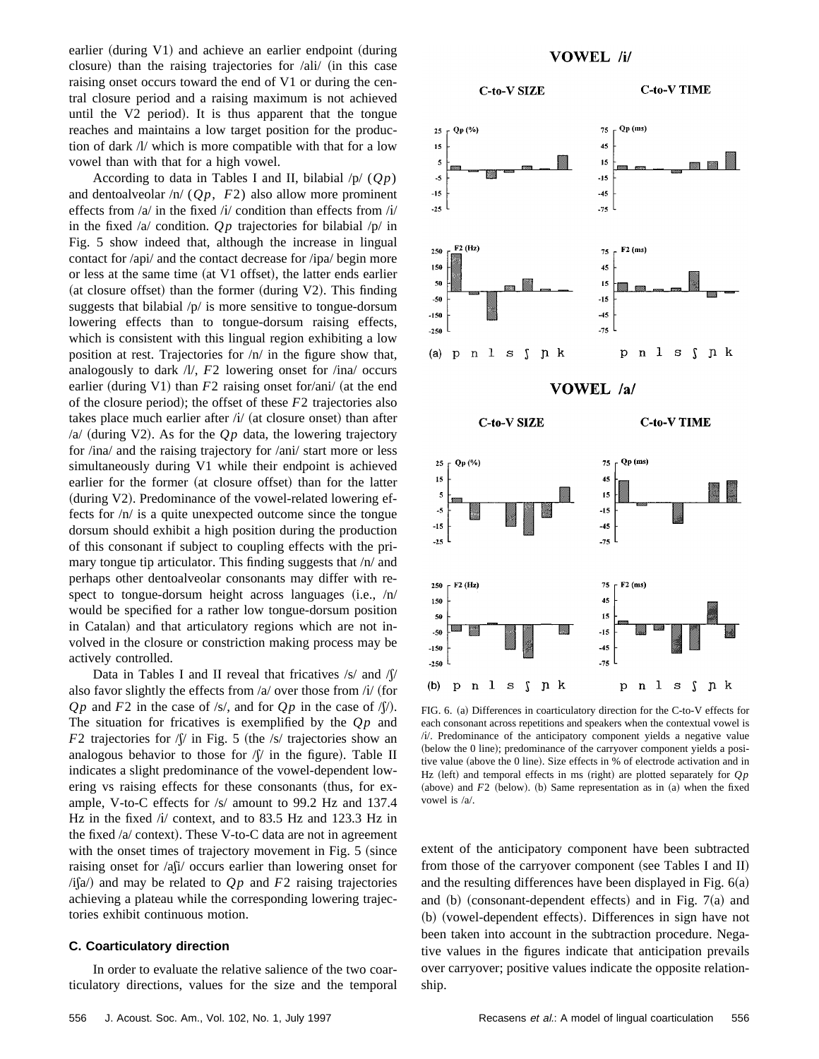earlier (during V1) and achieve an earlier endpoint (during closure) than the raising trajectories for /ali/ (in this case raising onset occurs toward the end of V1 or during the central closure period and a raising maximum is not achieved until the V2 period). It is thus apparent that the tongue reaches and maintains a low target position for the production of dark /l/ which is more compatible with that for a low vowel than with that for a high vowel.

According to data in Tables I and II, bilabial /p/ ($Qp$) and dentoalveolar /n/ ($Qp$, $F2$) also allow more prominent effects from /a/ in the fixed /i/ condition than effects from /i/ in the fixed /a/ condition. $Qp$ trajectories for bilabial /p/ in Fig. 5 show indeed that, although the increase in lingual contact for /api/ and the contact decrease for /ipa/ begin more or less at the same time (at V1 offset), the latter ends earlier (at closure offset) than the former (during V2). This finding suggests that bilabial /p/ is more sensitive to tongue-dorsum lowering effects than to tongue-dorsum raising effects, which is consistent with this lingual region exhibiting a low position at rest. Trajectories for /n/ in the figure show that, analogously to dark /l/, $F2$ lowering onset for /ina/ occurs earlier (during V1) than $F2$ raising onset for/ani/ (at the end of the closure period); the offset of these $F2$ trajectories also takes place much earlier after /i/ (at closure onset) than after /a/ (during V2). As for the $Qp$ data, the lowering trajectory for /ina/ and the raising trajectory for /ani/ start more or less simultaneously during V1 while their endpoint is achieved earlier for the former (at closure offset) than for the latter (during V2). Predominance of the vowel-related lowering effects for /n/ is a quite unexpected outcome since the tongue dorsum should exhibit a high position during the production of this consonant if subject to coupling effects with the primary tongue tip articulator. This finding suggests that /n/ and perhaps other dentoalveolar consonants may differ with respect to tongue-dorsum height across languages (i.e., /n/ would be specified for a rather low tongue-dorsum position in Catalan) and that articulatory regions which are not involved in the closure or constriction making process may be actively controlled.

Data in Tables I and II reveal that fricatives /s/ and /ʃ/ also favor slightly the effects from /a/ over those from /i/ (for $Qp$ and $F2$ in the case of /s/, and for $Qp$ in the case of /ʃ/). The situation for fricatives is exemplified by the $Qp$ and $F2$ trajectories for /ʃ/ in Fig. 5 (the /s/ trajectories show an analogous behavior to those for /ʃ/ in the figure). Table II indicates a slight predominance of the vowel-dependent lowering vs raising effects for these consonants (thus, for example, V-to-C effects for /s/ amount to 99.2 Hz and 137.4 Hz in the fixed /i/ context, and to 83.5 Hz and 123.3 Hz in the fixed /a/ context). These V-to-C data are not in agreement with the onset times of trajectory movement in Fig. 5 (since raising onset for /aʃi/ occurs earlier than lowering onset for /iʃa/) and may be related to $Qp$ and $F2$ raising trajectories achieving a plateau while the corresponding lowering trajectories exhibit continuous motion.

### C. Coarticulatory direction

In order to evaluate the relative salience of the two coarticulatory directions, values for the size and the temporal extent of the anticipatory component have been subtracted from those of the carryover component (see Tables I and II) and the resulting differences have been displayed in Fig. 6(a) and (b) (consonant-dependent effects) and in Fig. 7(a) and (b) (vowel-dependent effects). Differences in sign have not been taken into account in the subtraction procedure. Negative values in the figures indicate that anticipation prevails over carryover; positive values indicate the opposite relationship.

FIG. 6. (a) Differences in coarticulatory direction for the C-to-V effects for each consonant across repetitions and speakers when the contextual vowel is /i/. Predominance of the anticipatory component yields a negative value (below the 0 line); predominance of the carryover component yields a positive value (above the 0 line). Size effects in % of electrode activation and in Hz (left) and temporal effects in ms (right) are plotted separately for $Qp$ (above) and $F2$ (below). (b) Same representation as in (a) when the fixed vowel is /a/.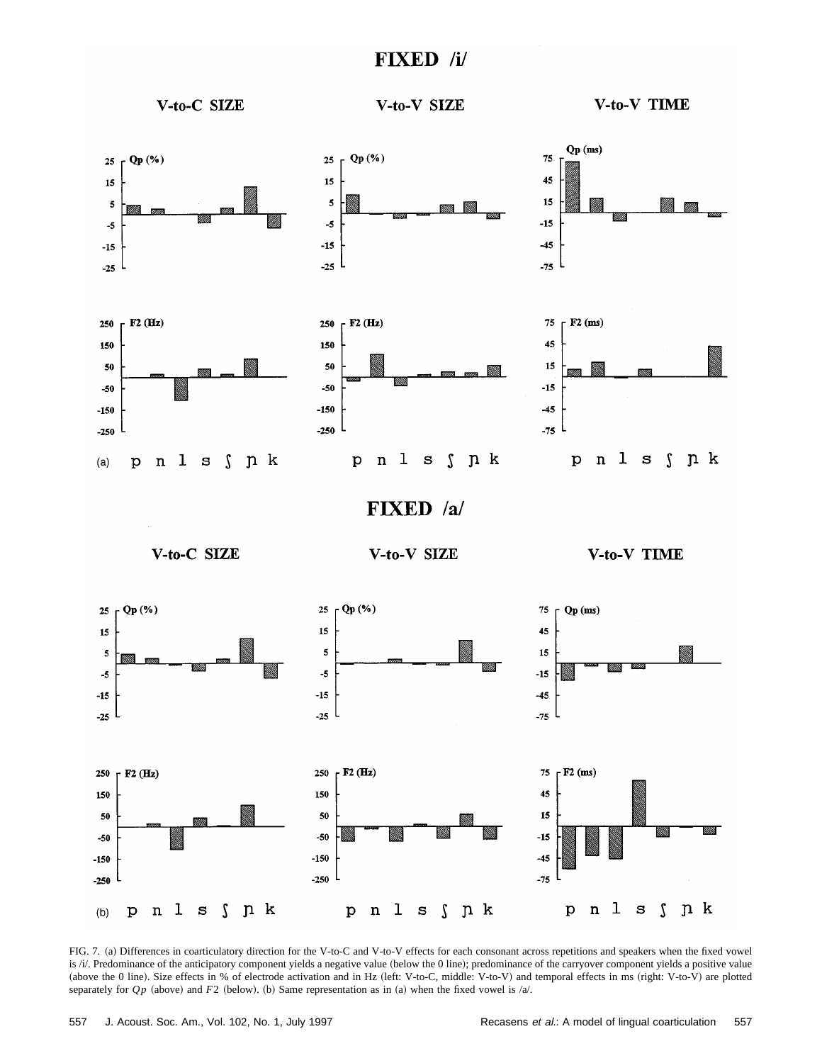# FIXED /i/

V-to-C SIZE | V-to-V SIZE | V-to-V TIME

# FIXED /a/

V-to-C SIZE | V-to-V SIZE | V-to-V TIME

FIG. 7. (a) Differences in coarticulatory direction for the V-to-C and V-to-V effects for each consonant across repetitions and speakers when the fixed vowel is /i/. Predominance of the anticipatory component yields a negative value (below the 0 line); predominance of the carryover component yields a positive value (above the 0 line). Size effects in % of electrode activation and in Hz (left: V-to-C, middle: V-to-V) and temporal effects in ms (right: V-to-V) are plotted separately for $Qp$ (above) and $F2$ (below). (b) Same representation as in (a) when the fixed vowel is /a/.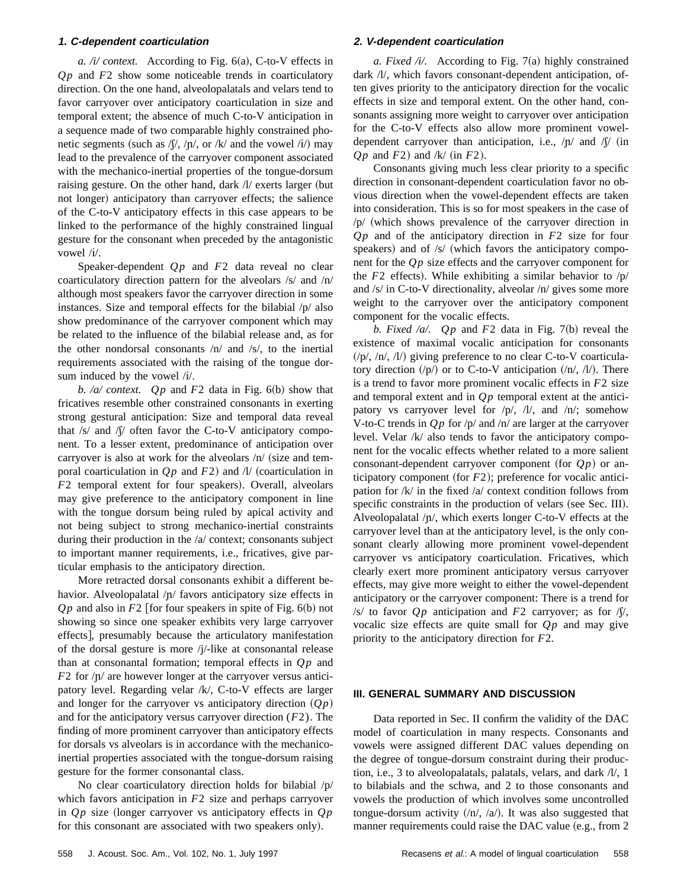### 1. C-dependent coarticulation

*a. /i/ context.* According to Fig. 6(a), C-to-V effects in $Qp$ and $F2$ show some noticeable trends in coarticulatory direction. On the one hand, alveolopalatals and velars tend to favor carryover over anticipatory coarticulation in size and temporal extent; the absence of much C-to-V anticipation in a sequence made of two comparable highly constrained phonetic segments (such as /ʃ/, /ɲ/, or /k/ and the vowel /i/) may lead to the prevalence of the carryover component associated with the mechanico-inertial properties of the tongue-dorsum raising gesture. On the other hand, dark /l/ exerts larger (but not longer) anticipatory than carryover effects; the salience of the C-to-V anticipatory effects in this case appears to be linked to the performance of the highly constrained lingual gesture for the consonant when preceded by the antagonistic vowel /i/.

Speaker-dependent $Qp$ and $F2$ data reveal no clear coarticulatory direction pattern for the alveolars /s/ and /n/ although most speakers favor the carryover direction in some instances. Size and temporal effects for the bilabial /p/ also show predominance of the carryover component which may be related to the influence of the bilabial release and, as for the other nondorsal consonants /n/ and /s/, to the inertial requirements associated with the raising of the tongue dorsum induced by the vowel /i/.

*b. /a/ context.* $Qp$ and $F2$ data in Fig. 6(b) show that fricatives resemble other constrained consonants in exerting strong gestural anticipation: Size and temporal data reveal that /s/ and /ʃ/ often favor the C-to-V anticipatory component. To a lesser extent, predominance of anticipation over carryover is also at work for the alveolars /n/ (size and temporal coarticulation in $Qp$ and $F2$) and /l/ (coarticulation in $F2$ temporal extent for four speakers). Overall, alveolars may give preference to the anticipatory component in line with the tongue dorsum being ruled by apical activity and not being subject to strong mechanico-inertial constraints during their production in the /a/ context; consonants subject to important manner requirements, i.e., fricatives, give particular emphasis to the anticipatory direction.

More retracted dorsal consonants exhibit a different behavior. Alveolopalatal /ɲ/ favors anticipatory size effects in $Qp$ and also in $F2$ [for four speakers in spite of Fig. 6(b) not showing so since one speaker exhibits very large carryover effects], presumably because the articulatory manifestation of the dorsal gesture is more /j/-like at consonantal release than at consonantal formation; temporal effects in $Qp$ and $F2$ for /ɲ/ are however longer at the carryover versus anticipatory level. Regarding velar /k/, C-to-V effects are larger and longer for the carryover vs anticipatory direction ($Qp$) and for the anticipatory versus carryover direction ($F2$). The finding of more prominent carryover than anticipatory effects for dorsals vs alveolars is in accordance with the mechanico-inertial properties associated with the tongue-dorsum raising gesture for the former consonantal class.

No clear coarticulatory direction holds for bilabial /p/ which favors anticipation in $F2$ size and perhaps carryover in $Qp$ size (longer carryover vs anticipatory effects in $Qp$ for this consonant are associated with two speakers only).

### 2. V-dependent coarticulation

*a. Fixed /i/.* According to Fig. 7(a) highly constrained dark /l/, which favors consonant-dependent anticipation, often gives priority to the anticipatory direction for the vocalic effects in size and temporal extent. On the other hand, consonants assigning more weight to carryover over anticipation for the C-to-V effects also allow more prominent vowel-dependent carryover than anticipation, i.e., /ɲ/ and /ʃ/ (in $Qp$ and $F2$) and /k/ (in $F2$).

Consonants giving much less clear priority to a specific direction in consonant-dependent coarticulation favor no obvious direction when the vowel-dependent effects are taken into consideration. This is so for most speakers in the case of /p/ (which shows prevalence of the carryover direction in $Qp$ and of the anticipatory direction in $F2$ size for four speakers) and of /s/ (which favors the anticipatory component for the $Qp$ size effects and the carryover component for the $F2$ effects). While exhibiting a similar behavior to /p/ and /s/ in C-to-V directionality, alveolar /n/ gives some more weight to the carryover over the anticipatory component component for the vocalic effects.

*b. Fixed /a/.* $Qp$ and $F2$ data in Fig. 7(b) reveal the existence of maximal vocalic anticipation for consonants (/p/, /n/, /l/) giving preference to no clear C-to-V coarticulatory direction (/p/) or to C-to-V anticipation (/n/, /l/). There is a trend to favor more prominent vocalic effects in $F2$ size and temporal extent and in $Qp$ temporal extent at the anticipatory vs carryover level for /p/, /l/, and /n/; somehow V-to-C trends in $Qp$ for /p/ and /n/ are larger at the carryover level. Velar /k/ also tends to favor the anticipatory component for the vocalic effects whether related to a more salient consonant-dependent carryover component (for $Qp$) or anticipatory component (for $F2$); preference for vocalic anticipation for /k/ in the fixed /a/ context condition follows from specific constraints in the production of velars (see Sec. III). Alveolopalatal /ɲ/, which exerts longer C-to-V effects at the carryover level than at the anticipatory level, is the only consonant clearly allowing more prominent vowel-dependent carryover vs anticipatory coarticulation. Fricatives, which clearly exert more prominent anticipatory versus carryover effects, may give more weight to either the vowel-dependent anticipatory or the carryover component: There is a trend for /s/ to favor $Qp$ anticipation and $F2$ carryover; as for /ʃ/, vocalic size effects are quite small for $Qp$ and may give priority to the anticipatory direction for $F2$.

## III. GENERAL SUMMARY AND DISCUSSION

Data reported in Sec. II confirm the validity of the DAC model of coarticulation in many respects. Consonants and vowels were assigned different DAC values depending on the degree of tongue-dorsum constraint during their production, i.e., 3 to alveolopalatals, palatals, velars, and dark /l/, 1 to bilabials and the schwa, and 2 to those consonants and vowels the production of which involves some uncontrolled tongue-dorsum activity (/n/, /a/). It was also suggested that manner requirements could raise the DAC value (e.g., from 2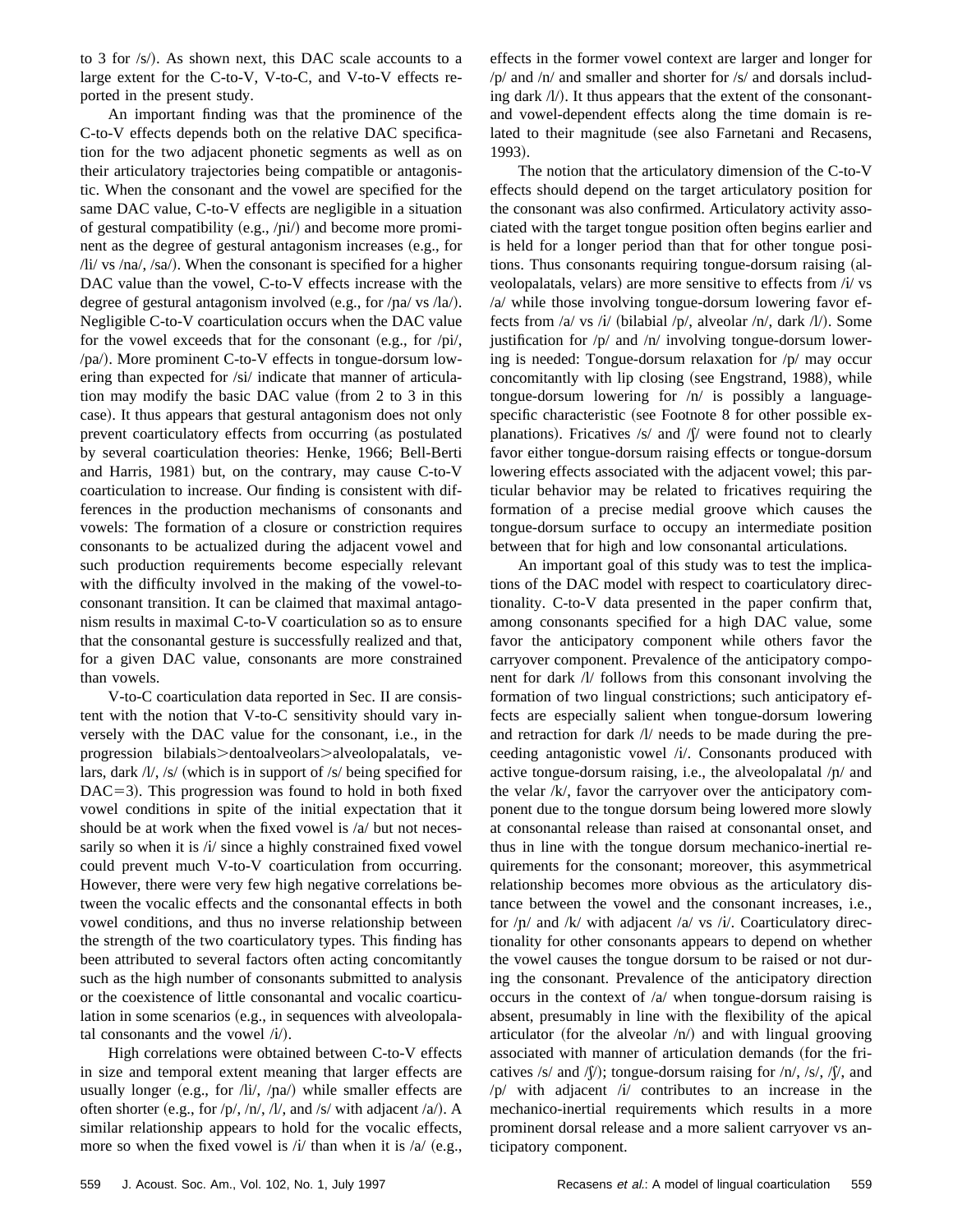to 3 for /s/). As shown next, this DAC scale accounts to a large extent for the C-to-V, V-to-C, and V-to-V effects reported in the present study.

An important finding was that the prominence of the C-to-V effects depends both on the relative DAC specification for the two adjacent phonetic segments as well as on their articulatory trajectories being compatible or antagonistic. When the consonant and the vowel are specified for the same DAC value, C-to-V effects are negligible in a situation of gestural compatibility (e.g., /ɲi/) and become more prominent as the degree of gestural antagonism increases (e.g., for /li/ vs /na/, /sa/). When the consonant is specified for a higher DAC value than the vowel, C-to-V effects increase with the degree of gestural antagonism involved (e.g., for /ɲa/ vs /la/). Negligible C-to-V coarticulation occurs when the DAC value for the vowel exceeds that for the consonant (e.g., for /pi/, /pa/). More prominent C-to-V effects in tongue-dorsum lowering than expected for /si/ indicate that manner of articulation may modify the basic DAC value (from 2 to 3 in this case). It thus appears that gestural antagonism does not only prevent coarticulatory effects from occurring (as postulated by several coarticulation theories: Henke, 1966; Bell-Berti and Harris, 1981) but, on the contrary, may cause C-to-V coarticulation to increase. Our finding is consistent with differences in the production mechanisms of consonants and vowels: The formation of a closure or constriction requires consonants to be actualized during the adjacent vowel and such production requirements become especially relevant with the difficulty involved in the making of the vowel-to-consonant transition. It can be claimed that maximal antagonism results in maximal C-to-V coarticulation so as to ensure that the consonantal gesture is successfully realized and that, for a given DAC value, consonants are more constrained than vowels.

V-to-C coarticulation data reported in Sec. II are consistent with the notion that V-to-C sensitivity should vary inversely with the DAC value for the consonant, i.e., in the progression bilabials>dentoalveolars>alveolopalatals, velars, dark /l/, /s/ (which is in support of /s/ being specified for DAC=3). This progression was found to hold in both fixed vowel conditions in spite of the initial expectation that it should be at work when the fixed vowel is /a/ but not necessarily so when it is /i/ since a highly constrained fixed vowel could prevent much V-to-V coarticulation from occurring. However, there were very few high negative correlations between the vocalic effects and the consonantal effects in both vowel conditions, and thus no inverse relationship between the strength of the two coarticulatory types. This finding has been attributed to several factors often acting concomitantly such as the high number of consonants submitted to analysis or the coexistence of little consonantal and vocalic coarticulation in some scenarios (e.g., in sequences with alveolopalatal consonants and the vowel /i/).

High correlations were obtained between C-to-V effects in size and temporal extent meaning that larger effects are usually longer (e.g., for /li/, /ɲa/) while smaller effects are often shorter (e.g., for /p/, /n/, /l/, and /s/ with adjacent /a/). A similar relationship appears to hold for the vocalic effects, more so when the fixed vowel is /i/ than when it is /a/ (e.g., effects in the former vowel context are larger and longer for /p/ and /n/ and smaller and shorter for /s/ and dorsals including dark /l/). It thus appears that the extent of the consonant- and vowel-dependent effects along the time domain is related to their magnitude (see also Farnetani and Recasens, 1993).

The notion that the articulatory dimension of the C-to-V effects should depend on the target articulatory position for the consonant was also confirmed. Articulatory activity associated with the target tongue position often begins earlier and is held for a longer period than that for other tongue positions. Thus consonants requiring tongue-dorsum raising (alveolopalatals, velars) are more sensitive to effects from /i/ vs /a/ while those involving tongue-dorsum lowering favor effects from /a/ vs /i/ (bilabial /p/, alveolar /n/, dark /l/). Some justification for /p/ and /n/ involving tongue-dorsum lowering is needed: Tongue-dorsum relaxation for /p/ may occur concomitantly with lip closing (see Engstrand, 1988), while tongue-dorsum lowering for /n/ is possibly a language-specific characteristic (see Footnote 8 for other possible explanations). Fricatives /s/ and /ʃ/ were found not to clearly favor either tongue-dorsum raising effects or tongue-dorsum lowering effects associated with the adjacent vowel; this particular behavior may be related to fricatives requiring the formation of a precise medial groove which causes the tongue-dorsum surface to occupy an intermediate position between that for high and low consonantal articulations.

An important goal of this study was to test the implications of the DAC model with respect to coarticulatory directionality. C-to-V data presented in the paper confirm that, among consonants specified for a high DAC value, some favor the anticipatory component while others favor the carryover component. Prevalence of the anticipatory component for dark /l/ follows from this consonant involving the formation of two lingual constrictions; such anticipatory effects are especially salient when tongue-dorsum lowering and retraction for dark /l/ needs to be made during the preceeding antagonistic vowel /i/. Consonants produced with active tongue-dorsum raising, i.e., the alveolopalatal /ɲ/ and the velar /k/, favor the carryover over the anticipatory component due to the tongue dorsum being lowered more slowly at consonantal release than raised at consonantal onset, and thus in line with the tongue dorsum mechanico-inertial requirements for the consonant; moreover, this asymmetrical relationship becomes more obvious as the articulatory distance between the vowel and the consonant increases, i.e., for /ɲ/ and /k/ with adjacent /a/ vs /i/. Coarticulatory directionality for other consonants appears to depend on whether the vowel causes the tongue dorsum to be raised or not during the consonant. Prevalence of the anticipatory direction occurs in the context of /a/ when tongue-dorsum raising is absent, presumably in line with the flexibility of the apical articulator (for the alveolar /n/) and with lingual grooving associated with manner of articulation demands (for the fricatives /s/ and /ʃ/); tongue-dorsum raising for /n/, /s/, /ʃ/, and /p/ with adjacent /i/ contributes to an increase in the mechanico-inertial requirements which results in a more prominent dorsal release and a more salient carryover vs anticipatory component.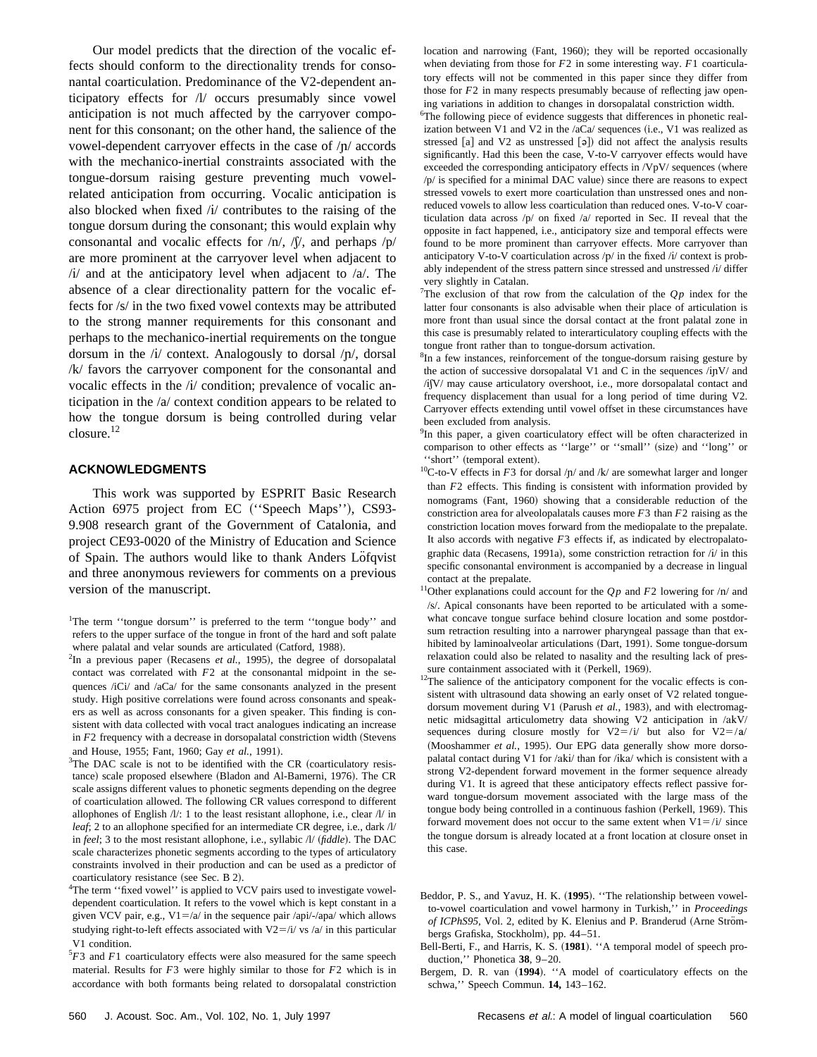Our model predicts that the direction of the vocalic effects should conform to the directionality trends for consonantal coarticulation. Predominance of the V2-dependent anticipatory effects for /l/ occurs presumably since vowel anticipation is not much affected by the carryover component for this consonant; on the other hand, the salience of the vowel-dependent carryover effects in the case of /ɲ/ accords with the mechanico-inertial constraints associated with the tongue-dorsum raising gesture preventing much vowel-related anticipation from occurring. Vocalic anticipation is also blocked when fixed /i/ contributes to the raising of the tongue dorsum during the consonant; this would explain why consonantal and vocalic effects for /n/, /ʃ/, and perhaps /p/ are more prominent at the carryover level when adjacent to /i/ and at the anticipatory level when adjacent to /a/. The absence of a clear directionality pattern for the vocalic effects for /s/ in the two fixed vowel contexts may be attributed to the strong manner requirements for this consonant and perhaps to the mechanico-inertial requirements on the tongue dorsum in the /i/ context. Analogously to dorsal /ɲ/, dorsal /k/ favors the carryover component for the consonantal and vocalic effects in the /i/ condition; prevalence of vocalic anticipation in the /a/ context condition appears to be related to how the tongue dorsum is being controlled during velar closure.[12]

## ACKNOWLEDGMENTS

This work was supported by ESPRIT Basic Research Action 6975 project from EC (''Speech Maps''), CS93-9.908 research grant of the Government of Catalonia, and project CE93-0020 of the Ministry of Education and Science of Spain. The authors would like to thank Anders Löfqvist and three anonymous reviewers for comments on a previous version of the manuscript.

[1]The term ''tongue dorsum'' is preferred to the term ''tongue body'' and refers to the upper surface of the tongue in front of the hard and soft palate where palatal and velar sounds are articulated (Catford, 1988).

[2]In a previous paper (Recasens *et al.*, 1995), the degree of dorsopalatal contact was correlated with $F2$ at the consonantal midpoint in the sequences /iCi/ and /aCa/ for the same consonants analyzed in the present study. High positive correlations were found across consonants and speakers as well as across consonants for a given speaker. This finding is consistent with data collected with vocal tract analogues indicating an increase in $F2$ frequency with a decrease in dorsopalatal constriction width (Stevens and House, 1955; Fant, 1960; Gay *et al.*, 1991).

[3]The DAC scale is not to be identified with the CR (coarticulatory resistance) scale proposed elsewhere (Bladon and Al-Bamerni, 1976). The CR scale assigns different values to phonetic segments depending on the degree of coarticulation allowed. The following CR values correspond to different allophones of English /l/: 1 to the least resistant allophone, i.e., clear /l/ in *leaf*; 2 to an allophone specified for an intermediate CR degree, i.e., dark /l/ in *feel*; 3 to the most resistant allophone, i.e., syllabic /l/ (*fiddle*). The DAC scale characterizes phonetic segments according to the types of articulatory constraints involved in their production and can be used as a predictor of coarticulatory resistance (see Sec. B 2).

[4]The term ''fixed vowel'' is applied to VCV pairs used to investigate vowel-dependent coarticulation. It refers to the vowel which is kept constant in a given VCV pair, e.g., V1=/a/ in the sequence pair /api/-/apa/ which allows studying right-to-left effects associated with V2=/i/ vs /a/ in this particular V1 condition.

[5]$F3$ and $F1$ coarticulatory effects were also measured for the same speech material. Results for $F3$ were highly similar to those for $F2$ which is in accordance with both formants being related to dorsopalatal constriction location and narrowing (Fant, 1960); they will be reported occasionally when deviating from those for $F2$ in some interesting way. $F1$ coarticulatory effects will not be commented in this paper since they differ from those for $F2$ in many respects presumably because of reflecting jaw opening variations in addition to changes in dorsopalatal constriction width.

[6]The following piece of evidence suggests that differences in phonetic realization between V1 and V2 in the /aCa/ sequences (i.e., V1 was realized as stressed [a] and V2 as unstressed [ə]) did not affect the analysis results significantly. Had this been the case, V-to-V carryover effects would have exceeded the corresponding anticipatory effects in /VpV/ sequences (where /p/ is specified for a minimal DAC value) since there are reasons to expect stressed vowels to exert more coarticulation than unstressed ones and non-reduced vowels to allow less coarticulation than reduced ones. V-to-V coarticulation data across /p/ on fixed /a/ reported in Sec. II reveal that the opposite in fact happened, i.e., anticipatory size and temporal effects were found to be more prominent than carryover effects. More carryover than anticipatory V-to-V coarticulation across /p/ in the fixed /i/ context is probably independent of the stress pattern since stressed and unstressed /i/ differ very slightly in Catalan.

[7]The exclusion of that row from the calculation of the $Qp$ index for the latter four consonants is also advisable when their place of articulation is more front than usual since the dorsal contact at the front palatal zone in this case is presumably related to interarticulatory coupling effects with the tongue front rather than to tongue-dorsum activation.

[8]In a few instances, reinforcement of the tongue-dorsum raising gesture by the action of successive dorsopalatal V1 and C in the sequences /iɲV/ and /iʃV/ may cause articulatory overshoot, i.e., more dorsopalatal contact and frequency displacement than usual for a long period of time during V2. Carryover effects extending until vowel offset in these circumstances have been excluded from analysis.

[9]In this paper, a given coarticulatory effect will be often characterized in comparison to other effects as ''large'' or ''small'' (size) and ''long'' or ''short'' (temporal extent).

[10]C-to-V effects in $F3$ for dorsal /ɲ/ and /k/ are somewhat larger and longer than $F2$ effects. This finding is consistent with information provided by nomograms (Fant, 1960) showing that a considerable reduction of the constriction area for alveolopalatals causes more $F3$ than $F2$ raising as the constriction location moves forward from the mediopalate to the prepalate. It also accords with negative $F3$ effects if, as indicated by electropalatographic data (Recasens, 1991a), some constriction retraction for /i/ in this specific consonantal environment is accompanied by a decrease in lingual contact at the prepalate.

[11]Other explanations could account for the $Qp$ and $F2$ lowering for /n/ and /s/. Apical consonants have been reported to be articulated with a somewhat concave tongue surface behind closure location and some postdorsum retraction resulting into a narrower pharyngeal passage than that exhibited by laminoalveolar articulations (Dart, 1991). Some tongue-dorsum relaxation could also be related to nasality and the resulting lack of pressure containment associated with it (Perkell, 1969).

[12]The salience of the anticipatory component for the vocalic effects is consistent with ultrasound data showing an early onset of V2 related tongue-dorsum movement during V1 (Parush *et al.*, 1983), and with electromagnetic midsagittal articulometry data showing V2 anticipation in /akV/ sequences during closure mostly for V2=/i/ but also for V2=/a/ (Mooshammer *et al.*, 1995). Our EPG data generally show more dorsopalatal contact during V1 for /aki/ than for /ika/ which is consistent with a strong V2-dependent forward movement in the former sequence already during V1. It is agreed that these anticipatory effects reflect passive forward tongue-dorsum movement associated with the large mass of the tongue body being controlled in a continuous fashion (Perkell, 1969). This forward movement does not occur to the same extent when V1=/i/ since the tongue dorsum is already located at a front location at closure onset in this case.

Beddor, P. S., and Yavuz, H. K. (**1995**). ''The relationship between vowel-to-vowel coarticulation and vowel harmony in Turkish,'' in *Proceedings of ICPhS95*, Vol. 2, edited by K. Elenius and P. Branderud (Arne Strömbergs Grafiska, Stockholm), pp. 44–51.

Bell-Berti, F., and Harris, K. S. (**1981**). ''A temporal model of speech production,'' Phonetica **38**, 9–20.

Bergem, D. R. van (**1994**). ''A model of coarticulatory effects on the schwa,'' Speech Commun. **14,** 143–162.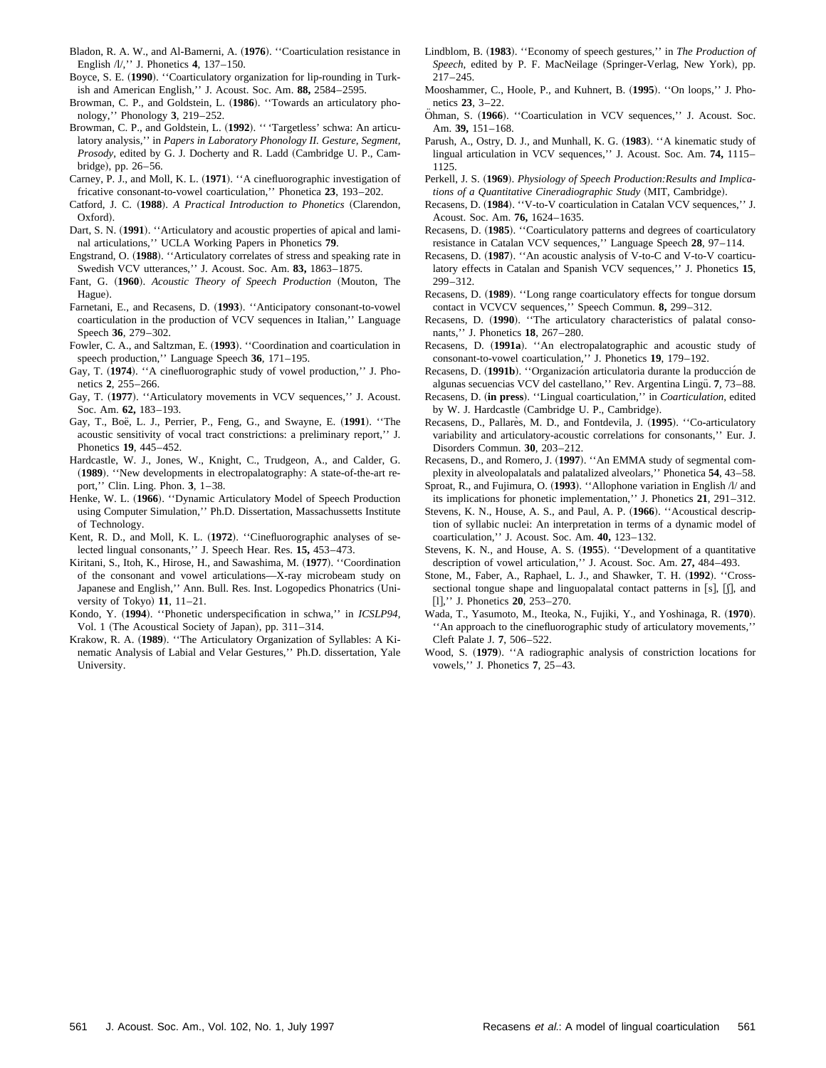Bladon, R. A. W., and Al-Bamerni, A. (**1976**). ''Coarticulation resistance in English /l/,'' J. Phonetics **4**, 137–150.

Boyce, S. E. (**1990**). ''Coarticulatory organization for lip-rounding in Turkish and American English,'' J. Acoust. Soc. Am. **88,** 2584–2595.

Browman, C. P., and Goldstein, L. (**1986**). ''Towards an articulatory phonology,'' Phonology **3**, 219–252.

Browman, C. P., and Goldstein, L. (**1992**). '' 'Targetless' schwa: An articulatory analysis,'' in *Papers in Laboratory Phonology II. Gesture, Segment, Prosody*, edited by G. J. Docherty and R. Ladd (Cambridge U. P., Cambridge), pp. 26–56.

Carney, P. J., and Moll, K. L. (**1971**). ''A cinefluorographic investigation of fricative consonant-to-vowel coarticulation,'' Phonetica **23**, 193–202.

Catford, J. C. (**1988**). *A Practical Introduction to Phonetics* (Clarendon, Oxford).

Dart, S. N. (**1991**). ''Articulatory and acoustic properties of apical and laminal articulations,'' UCLA Working Papers in Phonetics **79**.

Engstrand, O. (**1988**). ''Articulatory correlates of stress and speaking rate in Swedish VCV utterances,'' J. Acoust. Soc. Am. **83,** 1863–1875.

Fant, G. (**1960**). *Acoustic Theory of Speech Production* (Mouton, The Hague).

Farnetani, E., and Recasens, D. (**1993**). ''Anticipatory consonant-to-vowel coarticulation in the production of VCV sequences in Italian,'' Language Speech **36**, 279–302.

Fowler, C. A., and Saltzman, E. (**1993**). ''Coordination and coarticulation in speech production,'' Language Speech **36**, 171–195.

Gay, T. (**1974**). ''A cinefluorographic study of vowel production,'' J. Phonetics **2**, 255–266.

Gay, T. (**1977**). ''Articulatory movements in VCV sequences,'' J. Acoust. Soc. Am. **62,** 183–193.

Gay, T., Boë, L. J., Perrier, P., Feng, G., and Swayne, E. (**1991**). ''The acoustic sensitivity of vocal tract constrictions: a preliminary report,'' J. Phonetics **19**, 445–452.

Hardcastle, W. J., Jones, W., Knight, C., Trudgeon, A., and Calder, G. (**1989**). ''New developments in electropalatography: A state-of-the-art report,'' Clin. Ling. Phon. **3**, 1–38.

Henke, W. L. (**1966**). ''Dynamic Articulatory Model of Speech Production using Computer Simulation,'' Ph.D. Dissertation, Massachussetts Institute of Technology.

Kent, R. D., and Moll, K. L. (**1972**). ''Cinefluorographic analyses of selected lingual consonants,'' J. Speech Hear. Res. **15,** 453–473.

Kiritani, S., Itoh, K., Hirose, H., and Sawashima, M. (**1977**). ''Coordination of the consonant and vowel articulations—X-ray microbeam study on Japanese and English,'' Ann. Bull. Res. Inst. Logopedics Phonatrics (University of Tokyo) **11**, 11–21.

Kondo, Y. (**1994**). ''Phonetic underspecification in schwa,'' in *ICSLP94*, Vol. 1 (The Acoustical Society of Japan), pp. 311–314.

Krakow, R. A. (**1989**). ''The Articulatory Organization of Syllables: A Kinematic Analysis of Labial and Velar Gestures,'' Ph.D. dissertation, Yale University.

Lindblom, B. (**1983**). ''Economy of speech gestures,'' in *The Production of Speech*, edited by P. F. MacNeilage (Springer-Verlag, New York), pp. 217–245.

Mooshammer, C., Hoole, P., and Kuhnert, B. (**1995**). ''On loops,'' J. Phonetics **23**, 3–22.

Öhman, S. (**1966**). ''Coarticulation in VCV sequences,'' J. Acoust. Soc. Am. **39,** 151–168.

Parush, A., Ostry, D. J., and Munhall, K. G. (**1983**). ''A kinematic study of lingual articulation in VCV sequences,'' J. Acoust. Soc. Am. **74,** 1115–1125.

Perkell, J. S. (**1969**). *Physiology of Speech Production:Results and Implications of a Quantitative Cineradiographic Study* (MIT, Cambridge).

Recasens, D. (**1984**). ''V-to-V coarticulation in Catalan VCV sequences,'' J. Acoust. Soc. Am. **76,** 1624–1635.

Recasens, D. (**1985**). ''Coarticulatory patterns and degrees of coarticulatory resistance in Catalan VCV sequences,'' Language Speech **28**, 97–114.

Recasens, D. (**1987**). ''An acoustic analysis of V-to-C and V-to-V coarticulatory effects in Catalan and Spanish VCV sequences,'' J. Phonetics **15**, 299–312.

Recasens, D. (**1989**). ''Long range coarticulatory effects for tongue dorsum contact in VCVCV sequences,'' Speech Commun. **8,** 299–312.

Recasens, D. (**1990**). ''The articulatory characteristics of palatal consonants,'' J. Phonetics **18**, 267–280.

Recasens, D. (**1991a**). ''An electropalatographic and acoustic study of consonant-to-vowel coarticulation,'' J. Phonetics **19**, 179–192.

Recasens, D. (**1991b**). ''Organización articulatoria durante la producción de algunas secuencias VCV del castellano,'' Rev. Argentina Lingü. **7**, 73–88.

Recasens, D. (**in press**). ''Lingual coarticulation,'' in *Coarticulation*, edited by W. J. Hardcastle (Cambridge U. P., Cambridge).

Recasens, D., Pallarès, M. D., and Fontdevila, J. (**1995**). ''Co-articulatory variability and articulatory-acoustic correlations for consonants,'' Eur. J. Disorders Commun. **30**, 203–212.

Recasens, D., and Romero, J. (**1997**). ''An EMMA study of segmental complexity in alveolopalatals and palatalized alveolars,'' Phonetica **54**, 43–58.

Sproat, R., and Fujimura, O. (**1993**). ''Allophone variation in English /l/ and its implications for phonetic implementation,'' J. Phonetics **21**, 291–312.

Stevens, K. N., House, A. S., and Paul, A. P. (**1966**). ''Acoustical description of syllabic nuclei: An interpretation in terms of a dynamic model of coarticulation,'' J. Acoust. Soc. Am. **40,** 123–132.

Stevens, K. N., and House, A. S. (**1955**). ''Development of a quantitative description of vowel articulation,'' J. Acoust. Soc. Am. **27,** 484–493.

Stone, M., Faber, A., Raphael, L. J., and Shawker, T. H. (**1992**). ''Cross-sectional tongue shape and linguopalatal contact patterns in [s], [ʃ], and [l],'' J. Phonetics **20**, 253–270.

Wada, T., Yasumoto, M., Iteoka, N., Fujiki, Y., and Yoshinaga, R. (**1970**). ''An approach to the cinefluorographic study of articulatory movements,'' Cleft Palate J. **7**, 506–522.

Wood, S. (**1979**). ''A radiographic analysis of constriction locations for vowels,'' J. Phonetics **7**, 25–43.